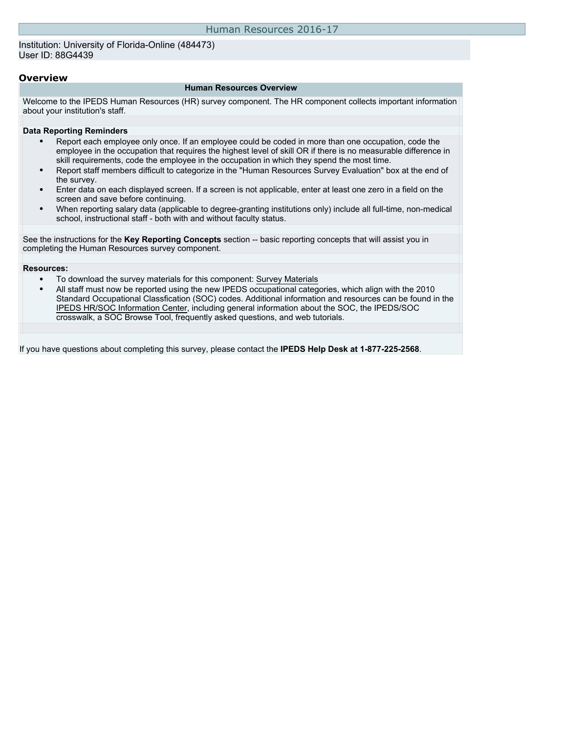# Human Resources 2016-17

Institution: University of Florida-Online (484473)
User ID: 88G4439

## Overview

**Human Resources Overview**

Welcome to the IPEDS Human Resources (HR) survey component. The HR component collects important information about your institution's staff.

**Data Reporting Reminders**

- Report each employee only once. If an employee could be coded in more than one occupation, code the employee in the occupation that requires the highest level of skill OR if there is no measurable difference in skill requirements, code the employee in the occupation in which they spend the most time.
- Report staff members difficult to categorize in the "Human Resources Survey Evaluation" box at the end of the survey.
- Enter data on each displayed screen. If a screen is not applicable, enter at least one zero in a field on the screen and save before continuing.
- When reporting salary data (applicable to degree-granting institutions only) include all full-time, non-medical school, instructional staff - both with and without faculty status.

See the instructions for the **Key Reporting Concepts** section -- basic reporting concepts that will assist you in completing the Human Resources survey component.

**Resources:**

- To download the survey materials for this component: Survey Materials
- All staff must now be reported using the new IPEDS occupational categories, which align with the 2010 Standard Occupational Classfication (SOC) codes. Additional information and resources can be found in the IPEDS HR/SOC Information Center, including general information about the SOC, the IPEDS/SOC crosswalk, a SOC Browse Tool, frequently asked questions, and web tutorials.

If you have questions about completing this survey, please contact the **IPEDS Help Desk at 1-877-225-2568**.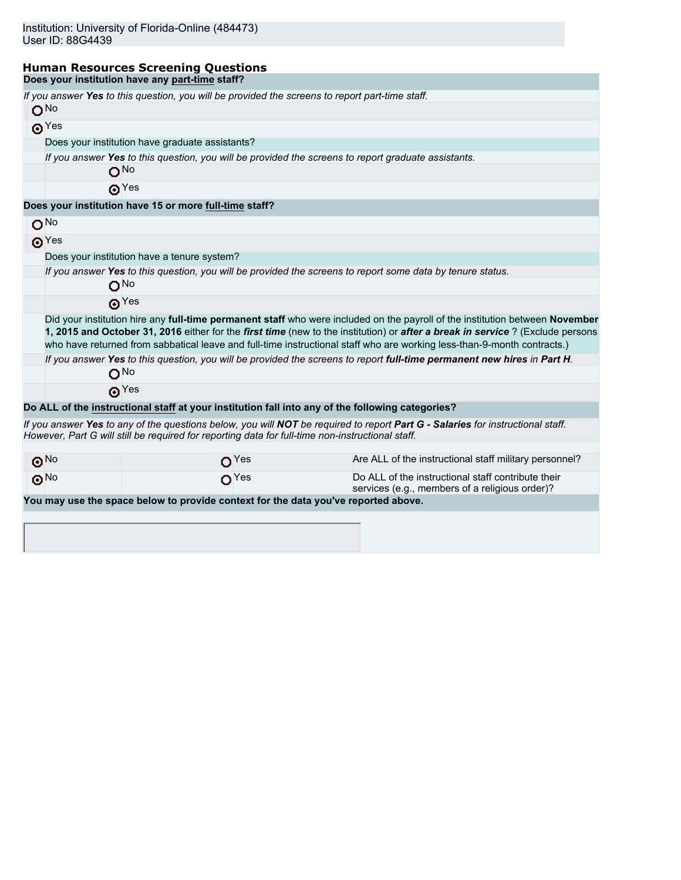Institution: University of Florida-Online (484473)
User ID: 88G4439

## Human Resources Screening Questions

**Does your institution have any part-time staff?**

*If you answer **Yes** to this question, you will be provided the screens to report part-time staff.*

- ○ No
- ◉ Yes
  - Does your institution have graduate assistants?
  - *If you answer **Yes** to this question, you will be provided the screens to report graduate assistants.*
    - ○ No
    - ◉ Yes

**Does your institution have 15 or more full-time staff?**

- ○ No
- ◉ Yes
  - Does your institution have a tenure system?
  - *If you answer **Yes** to this question, you will be provided the screens to report some data by tenure status.*
    - ○ No
    - ◉ Yes
  - Did your institution hire any **full-time permanent staff** who were included on the payroll of the institution between **November 1, 2015 and October 31, 2016** either for the ***first time*** (new to the institution) or ***after a break in service*** ? (Exclude persons who have returned from sabbatical leave and full-time instructional staff who are working less-than-9-month contracts.)
  - *If you answer **Yes** to this question, you will be provided the screens to report **full-time permanent new hires** in **Part H**.*
    - ○ No
    - ◉ Yes

**Do ALL of the instructional staff at your institution fall into any of the following categories?**

*If you answer **Yes** to any of the questions below, you will **NOT** be required to report **Part G - Salaries** for instructional staff. However, Part G will still be required for reporting data for full-time non-instructional staff.*

| | | |
|---|---|---|
| ◉ No | ○ Yes | Are ALL of the instructional staff military personnel? |
| ◉ No | ○ Yes | Do ALL of the instructional staff contribute their services (e.g., members of a religious order)? |

**You may use the space below to provide context for the data you've reported above.**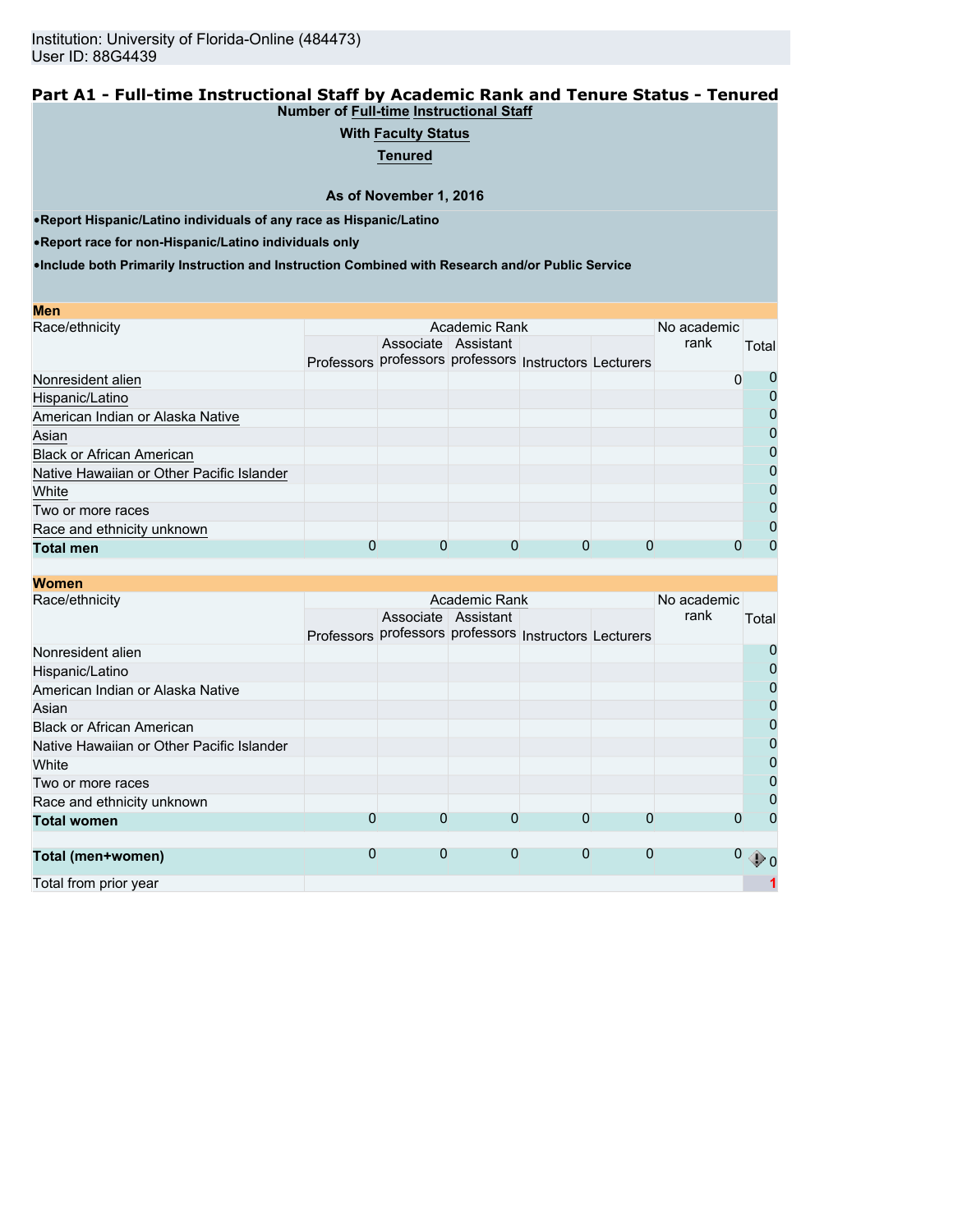Institution: University of Florida-Online (484473)
User ID: 88G4439

## Part A1 - Full-time Instructional Staff by Academic Rank and Tenure Status - Tenured

**Number of Full-time Instructional Staff**

**With Faculty Status**

**Tenured**

**As of November 1, 2016**

- **Report Hispanic/Latino individuals of any race as Hispanic/Latino**
- **Report race for non-Hispanic/Latino individuals only**
- **Include both Primarily Instruction and Instruction Combined with Research and/or Public Service**

### Men

| Race/ethnicity | Academic Rank | | | | | No academic rank | Total |
|---|---|---|---|---|---|---|---|
| | Professors | Associate professors | Assistant professors | Instructors | Lecturers | | |
| Nonresident alien | | | | | | 0 | 0 |
| Hispanic/Latino | | | | | | | 0 |
| American Indian or Alaska Native | | | | | | | 0 |
| Asian | | | | | | | 0 |
| Black or African American | | | | | | | 0 |
| Native Hawaiian or Other Pacific Islander | | | | | | | 0 |
| White | | | | | | | 0 |
| Two or more races | | | | | | | 0 |
| Race and ethnicity unknown | | | | | | | 0 |
| **Total men** | 0 | 0 | 0 | 0 | 0 | 0 | 0 |

### Women

| Race/ethnicity | Academic Rank | | | | | No academic rank | Total |
|---|---|---|---|---|---|---|---|
| | Professors | Associate professors | Assistant professors | Instructors | Lecturers | | |
| Nonresident alien | | | | | | | 0 |
| Hispanic/Latino | | | | | | | 0 |
| American Indian or Alaska Native | | | | | | | 0 |
| Asian | | | | | | | 0 |
| Black or African American | | | | | | | 0 |
| Native Hawaiian or Other Pacific Islander | | | | | | | 0 |
| White | | | | | | | 0 |
| Two or more races | | | | | | | 0 |
| Race and ethnicity unknown | | | | | | | 0 |
| **Total women** | 0 | 0 | 0 | 0 | 0 | 0 | 0 |
| | | | | | | | |
| **Total (men+women)** | 0 | 0 | 0 | 0 | 0 | 0 | 0 |
| Total from prior year | | | | | | | 1 |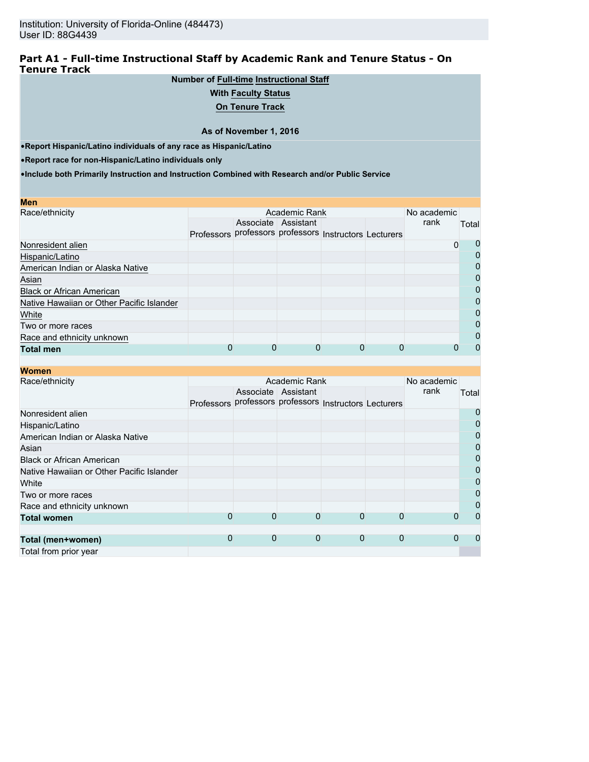Institution: University of Florida-Online (484473)
User ID: 88G4439

## Part A1 - Full-time Instructional Staff by Academic Rank and Tenure Status - On Tenure Track

**Number of Full-time Instructional Staff**

**With Faculty Status**

**On Tenure Track**

**As of November 1, 2016**

- **Report Hispanic/Latino individuals of any race as Hispanic/Latino**
- **Report race for non-Hispanic/Latino individuals only**
- **Include both Primarily Instruction and Instruction Combined with Research and/or Public Service**

**Men**

| Race/ethnicity | Academic Rank | | | | | No academic rank | Total |
|---|---|---|---|---|---|---|---|
| | Professors | Associate professors | Assistant professors | Instructors | Lecturers | | |
| Nonresident alien | | | | | | 0 | 0 |
| Hispanic/Latino | | | | | | | 0 |
| American Indian or Alaska Native | | | | | | | 0 |
| Asian | | | | | | | 0 |
| Black or African American | | | | | | | 0 |
| Native Hawaiian or Other Pacific Islander | | | | | | | 0 |
| White | | | | | | | 0 |
| Two or more races | | | | | | | 0 |
| Race and ethnicity unknown | | | | | | | 0 |
| **Total men** | 0 | 0 | 0 | 0 | 0 | 0 | 0 |

**Women**

| Race/ethnicity | Academic Rank | | | | | No academic rank | Total |
|---|---|---|---|---|---|---|---|
| | Professors | Associate professors | Assistant professors | Instructors | Lecturers | | |
| Nonresident alien | | | | | | | 0 |
| Hispanic/Latino | | | | | | | 0 |
| American Indian or Alaska Native | | | | | | | 0 |
| Asian | | | | | | | 0 |
| Black or African American | | | | | | | 0 |
| Native Hawaiian or Other Pacific Islander | | | | | | | 0 |
| White | | | | | | | 0 |
| Two or more races | | | | | | | 0 |
| Race and ethnicity unknown | | | | | | | 0 |
| **Total women** | 0 | 0 | 0 | 0 | 0 | 0 | 0 |
| | | | | | | | |
| **Total (men+women)** | 0 | 0 | 0 | 0 | 0 | 0 | 0 |
| Total from prior year | | | | | | | |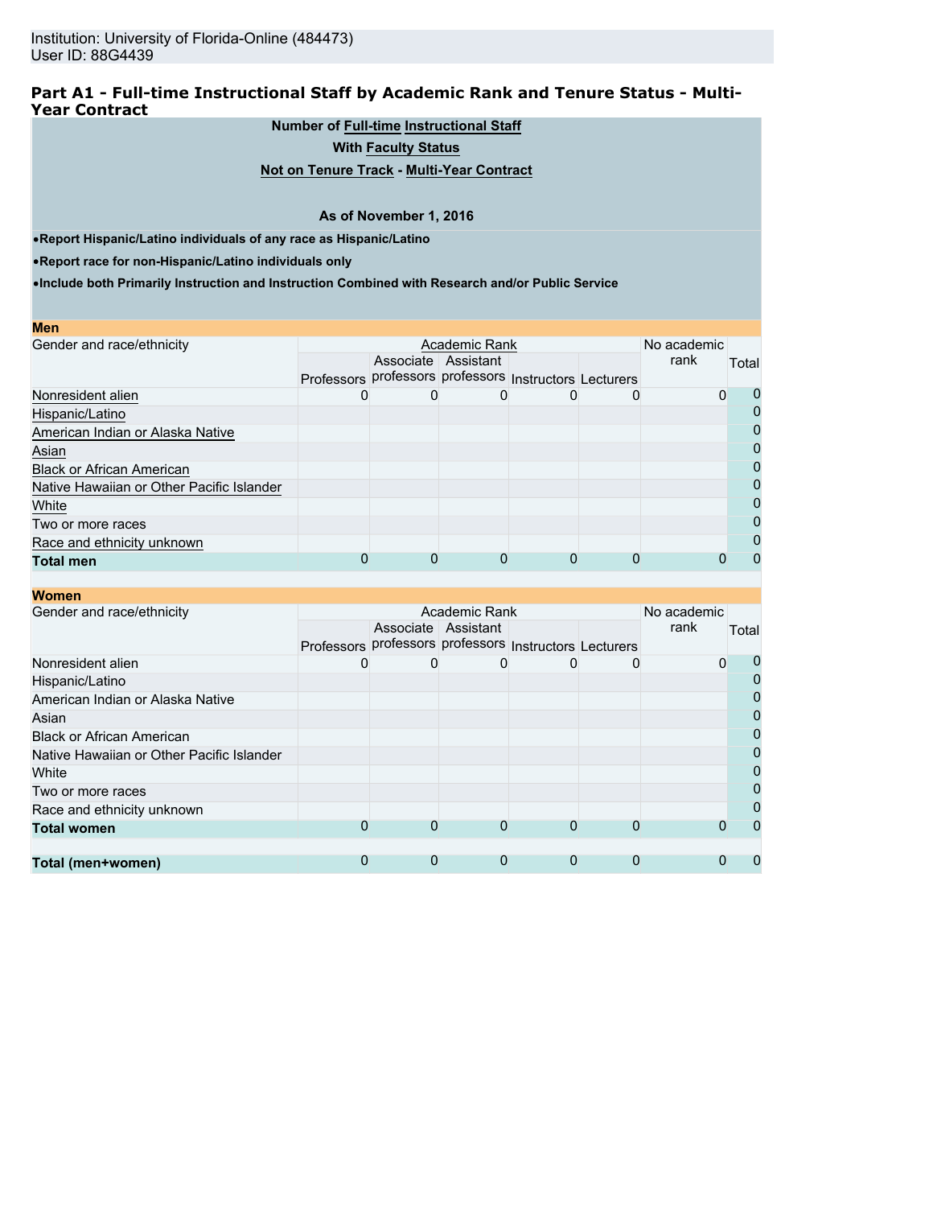Institution: University of Florida-Online (484473)
User ID: 88G4439

## Part A1 - Full-time Instructional Staff by Academic Rank and Tenure Status - Multi-Year Contract

**Number of Full-time Instructional Staff**

**With Faculty Status**

**Not on Tenure Track - Multi-Year Contract**

**As of November 1, 2016**

- **Report Hispanic/Latino individuals of any race as Hispanic/Latino**
- **Report race for non-Hispanic/Latino individuals only**
- **Include both Primarily Instruction and Instruction Combined with Research and/or Public Service**

**Men**

| Gender and race/ethnicity | Academic Rank | | | | | No academic rank | Total |
|---|---|---|---|---|---|---|---|
| | Professors | Associate professors | Assistant professors | Instructors | Lecturers | | |
| Nonresident alien | 0 | 0 | 0 | 0 | 0 | 0 | 0 |
| Hispanic/Latino | | | | | | | 0 |
| American Indian or Alaska Native | | | | | | | 0 |
| Asian | | | | | | | 0 |
| Black or African American | | | | | | | 0 |
| Native Hawaiian or Other Pacific Islander | | | | | | | 0 |
| White | | | | | | | 0 |
| Two or more races | | | | | | | 0 |
| Race and ethnicity unknown | | | | | | | 0 |
| **Total men** | 0 | 0 | 0 | 0 | 0 | 0 | 0 |

**Women**

| Gender and race/ethnicity | Academic Rank | | | | | No academic rank | Total |
|---|---|---|---|---|---|---|---|
| | Professors | Associate professors | Assistant professors | Instructors | Lecturers | | |
| Nonresident alien | 0 | 0 | 0 | 0 | 0 | 0 | 0 |
| Hispanic/Latino | | | | | | | 0 |
| American Indian or Alaska Native | | | | | | | 0 |
| Asian | | | | | | | 0 |
| Black or African American | | | | | | | 0 |
| Native Hawaiian or Other Pacific Islander | | | | | | | 0 |
| White | | | | | | | 0 |
| Two or more races | | | | | | | 0 |
| Race and ethnicity unknown | | | | | | | 0 |
| **Total women** | 0 | 0 | 0 | 0 | 0 | 0 | 0 |
| | | | | | | | |
| **Total (men+women)** | 0 | 0 | 0 | 0 | 0 | 0 | 0 |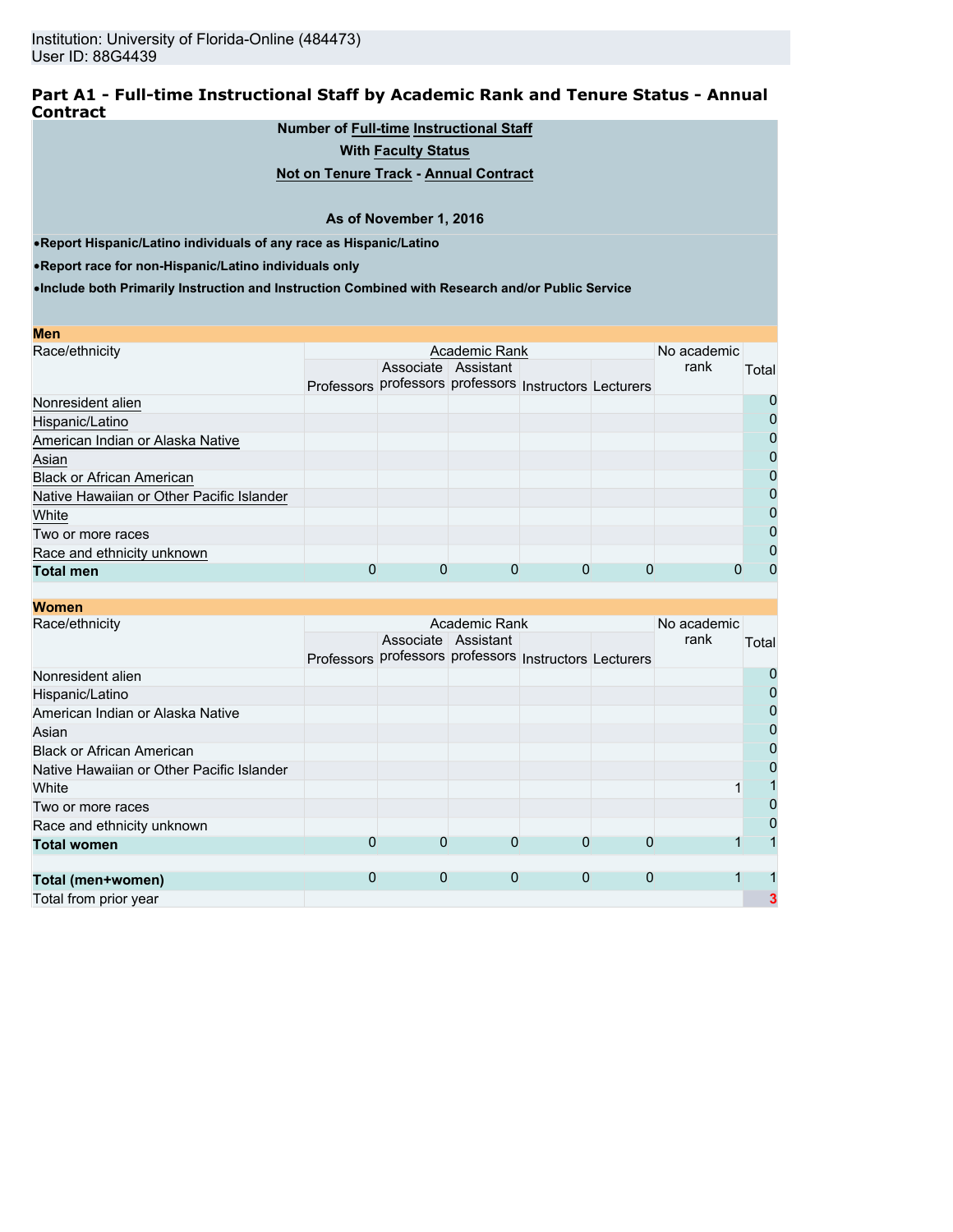Institution: University of Florida-Online (484473)
User ID: 88G4439

## Part A1 - Full-time Instructional Staff by Academic Rank and Tenure Status - Annual Contract

**Number of Full-time Instructional Staff**

**With Faculty Status**

**Not on Tenure Track - Annual Contract**

**As of November 1, 2016**

- **Report Hispanic/Latino individuals of any race as Hispanic/Latino**
- **Report race for non-Hispanic/Latino individuals only**
- **Include both Primarily Instruction and Instruction Combined with Research and/or Public Service**

**Men**

| Race/ethnicity | Academic Rank | | | | | No academic rank | Total |
|---|---|---|---|---|---|---|---|
| | Professors | Associate professors | Assistant professors | Instructors | Lecturers | | |
| Nonresident alien | | | | | | | 0 |
| Hispanic/Latino | | | | | | | 0 |
| American Indian or Alaska Native | | | | | | | 0 |
| Asian | | | | | | | 0 |
| Black or African American | | | | | | | 0 |
| Native Hawaiian or Other Pacific Islander | | | | | | | 0 |
| White | | | | | | | 0 |
| Two or more races | | | | | | | 0 |
| Race and ethnicity unknown | | | | | | | 0 |
| **Total men** | 0 | 0 | 0 | 0 | 0 | 0 | 0 |

**Women**

| Race/ethnicity | Academic Rank | | | | | No academic rank | Total |
|---|---|---|---|---|---|---|---|
| | Professors | Associate professors | Assistant professors | Instructors | Lecturers | | |
| Nonresident alien | | | | | | | 0 |
| Hispanic/Latino | | | | | | | 0 |
| American Indian or Alaska Native | | | | | | | 0 |
| Asian | | | | | | | 0 |
| Black or African American | | | | | | | 0 |
| Native Hawaiian or Other Pacific Islander | | | | | | | 0 |
| White | | | | | | 1 | 1 |
| Two or more races | | | | | | | 0 |
| Race and ethnicity unknown | | | | | | | 0 |
| **Total women** | 0 | 0 | 0 | 0 | 0 | 1 | 1 |
| | | | | | | | |
| **Total (men+women)** | 0 | 0 | 0 | 0 | 0 | 1 | 1 |
| Total from prior year | | | | | | | 3 |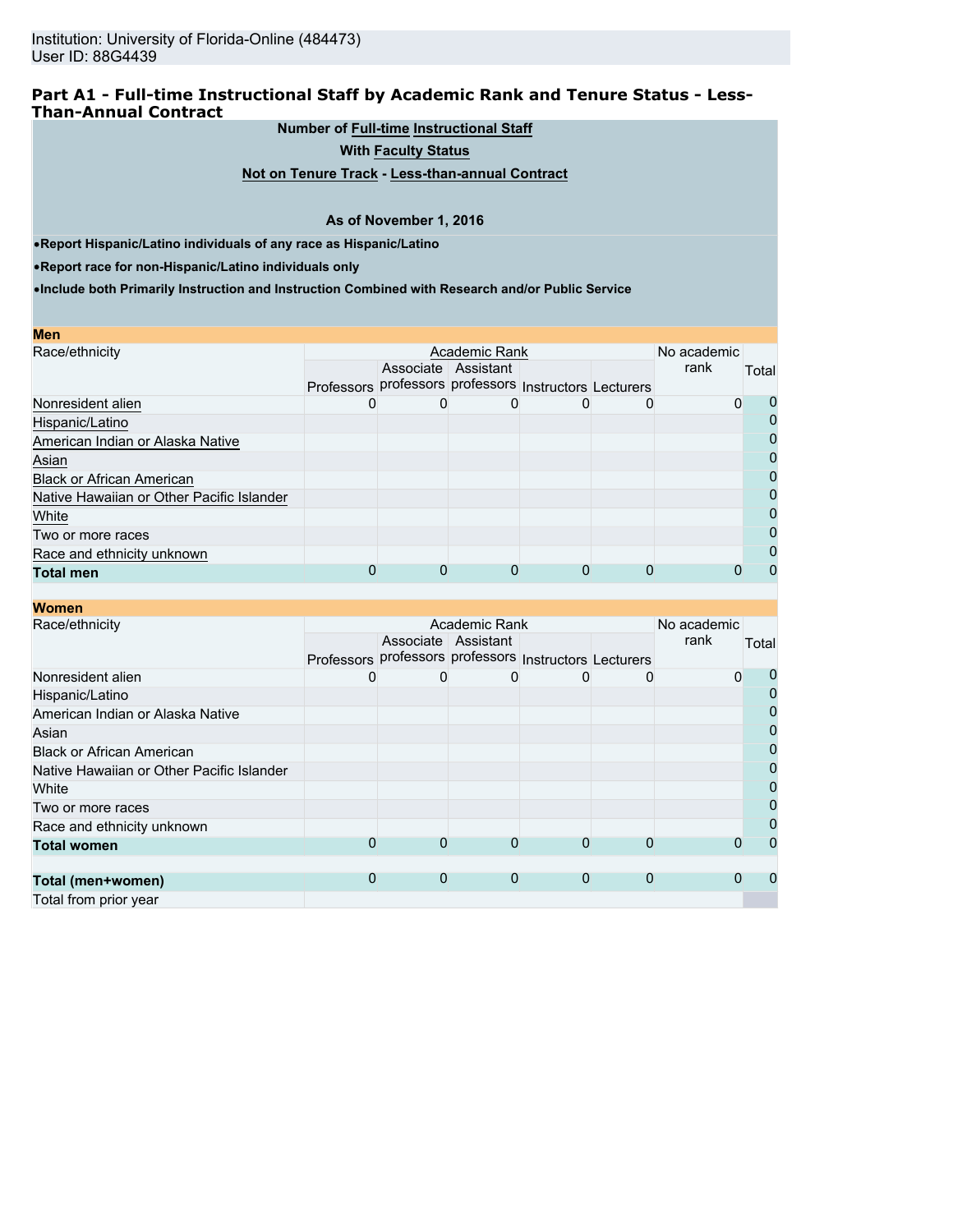Institution: University of Florida-Online (484473)
User ID: 88G4439

## Part A1 - Full-time Instructional Staff by Academic Rank and Tenure Status - Less-Than-Annual Contract

**Number of Full-time Instructional Staff**

**With Faculty Status**

**Not on Tenure Track - Less-than-annual Contract**

**As of November 1, 2016**

- **Report Hispanic/Latino individuals of any race as Hispanic/Latino**
- **Report race for non-Hispanic/Latino individuals only**
- **Include both Primarily Instruction and Instruction Combined with Research and/or Public Service**

**Men**

| Race/ethnicity | Academic Rank | | | | | No academic rank | Total |
|---|---|---|---|---|---|---|---|
| | Professors | Associate professors | Assistant professors | Instructors | Lecturers | | |
| Nonresident alien | 0 | 0 | 0 | 0 | 0 | 0 | 0 |
| Hispanic/Latino | | | | | | | 0 |
| American Indian or Alaska Native | | | | | | | 0 |
| Asian | | | | | | | 0 |
| Black or African American | | | | | | | 0 |
| Native Hawaiian or Other Pacific Islander | | | | | | | 0 |
| White | | | | | | | 0 |
| Two or more races | | | | | | | 0 |
| Race and ethnicity unknown | | | | | | | 0 |
| **Total men** | 0 | 0 | 0 | 0 | 0 | 0 | 0 |

**Women**

| Race/ethnicity | Academic Rank | | | | | No academic rank | Total |
|---|---|---|---|---|---|---|---|
| | Professors | Associate professors | Assistant professors | Instructors | Lecturers | | |
| Nonresident alien | 0 | 0 | 0 | 0 | 0 | 0 | 0 |
| Hispanic/Latino | | | | | | | 0 |
| American Indian or Alaska Native | | | | | | | 0 |
| Asian | | | | | | | 0 |
| Black or African American | | | | | | | 0 |
| Native Hawaiian or Other Pacific Islander | | | | | | | 0 |
| White | | | | | | | 0 |
| Two or more races | | | | | | | 0 |
| Race and ethnicity unknown | | | | | | | 0 |
| **Total women** | 0 | 0 | 0 | 0 | 0 | 0 | 0 |
| | | | | | | | |
| **Total (men+women)** | 0 | 0 | 0 | 0 | 0 | 0 | 0 |
| Total from prior year | | | | | | | |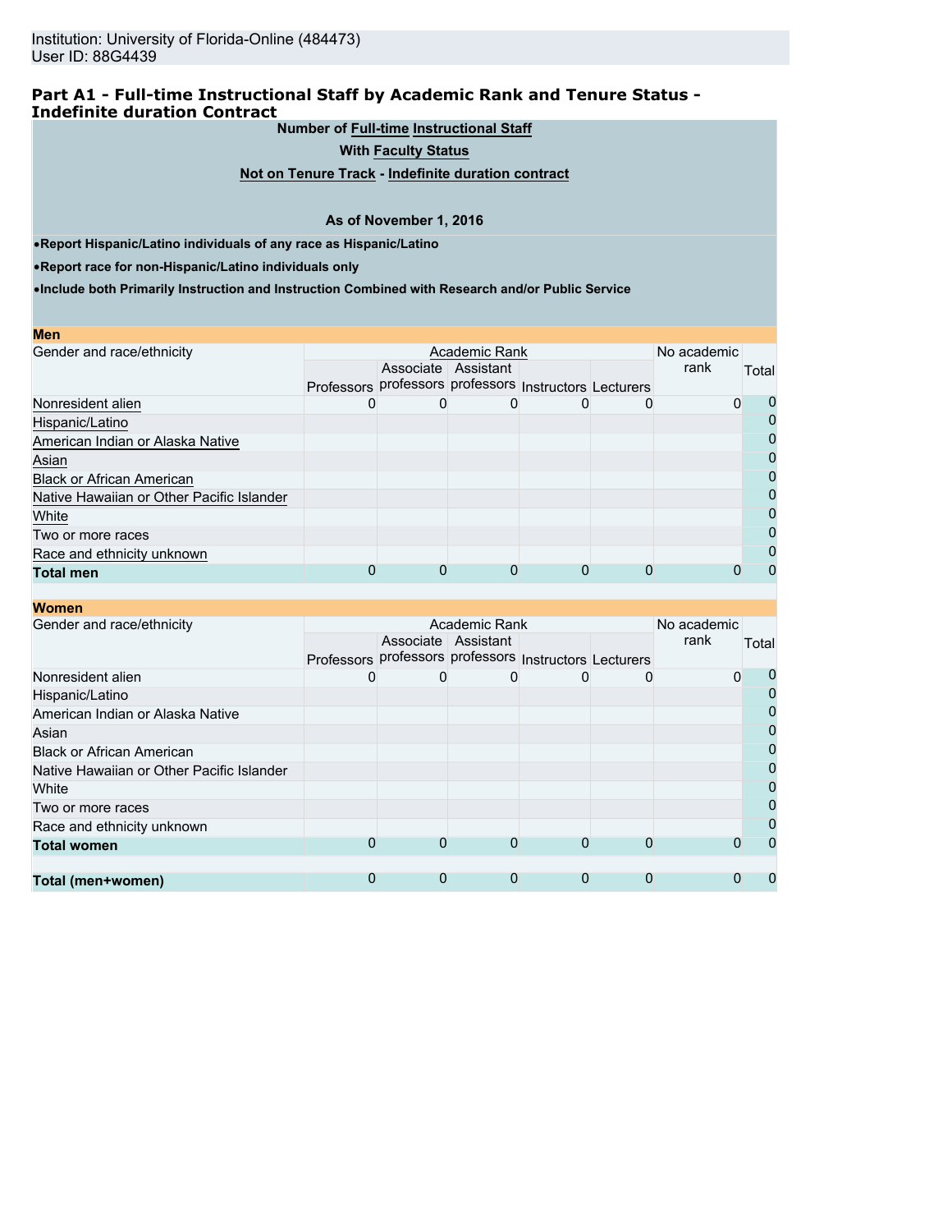Institution: University of Florida-Online (484473)
User ID: 88G4439

## Part A1 - Full-time Instructional Staff by Academic Rank and Tenure Status - Indefinite duration Contract

**Number of Full-time Instructional Staff**

**With Faculty Status**

**Not on Tenure Track - Indefinite duration contract**

**As of November 1, 2016**

- **Report Hispanic/Latino individuals of any race as Hispanic/Latino**
- **Report race for non-Hispanic/Latino individuals only**
- **Include both Primarily Instruction and Instruction Combined with Research and/or Public Service**

**Men**

| Gender and race/ethnicity | Academic Rank | | | | | No academic rank | Total |
|---|---|---|---|---|---|---|---|
| | Professors | Associate professors | Assistant professors | Instructors | Lecturers | | |
| Nonresident alien | 0 | 0 | 0 | 0 | 0 | 0 | 0 |
| Hispanic/Latino | | | | | | | 0 |
| American Indian or Alaska Native | | | | | | | 0 |
| Asian | | | | | | | 0 |
| Black or African American | | | | | | | 0 |
| Native Hawaiian or Other Pacific Islander | | | | | | | 0 |
| White | | | | | | | 0 |
| Two or more races | | | | | | | 0 |
| Race and ethnicity unknown | | | | | | | 0 |
| **Total men** | 0 | 0 | 0 | 0 | 0 | 0 | 0 |

**Women**

| Gender and race/ethnicity | Academic Rank | | | | | No academic rank | Total |
|---|---|---|---|---|---|---|---|
| | Professors | Associate professors | Assistant professors | Instructors | Lecturers | | |
| Nonresident alien | 0 | 0 | 0 | 0 | 0 | 0 | 0 |
| Hispanic/Latino | | | | | | | 0 |
| American Indian or Alaska Native | | | | | | | 0 |
| Asian | | | | | | | 0 |
| Black or African American | | | | | | | 0 |
| Native Hawaiian or Other Pacific Islander | | | | | | | 0 |
| White | | | | | | | 0 |
| Two or more races | | | | | | | 0 |
| Race and ethnicity unknown | | | | | | | 0 |
| **Total women** | 0 | 0 | 0 | 0 | 0 | 0 | 0 |
| | | | | | | | |
| **Total (men+women)** | 0 | 0 | 0 | 0 | 0 | 0 | 0 |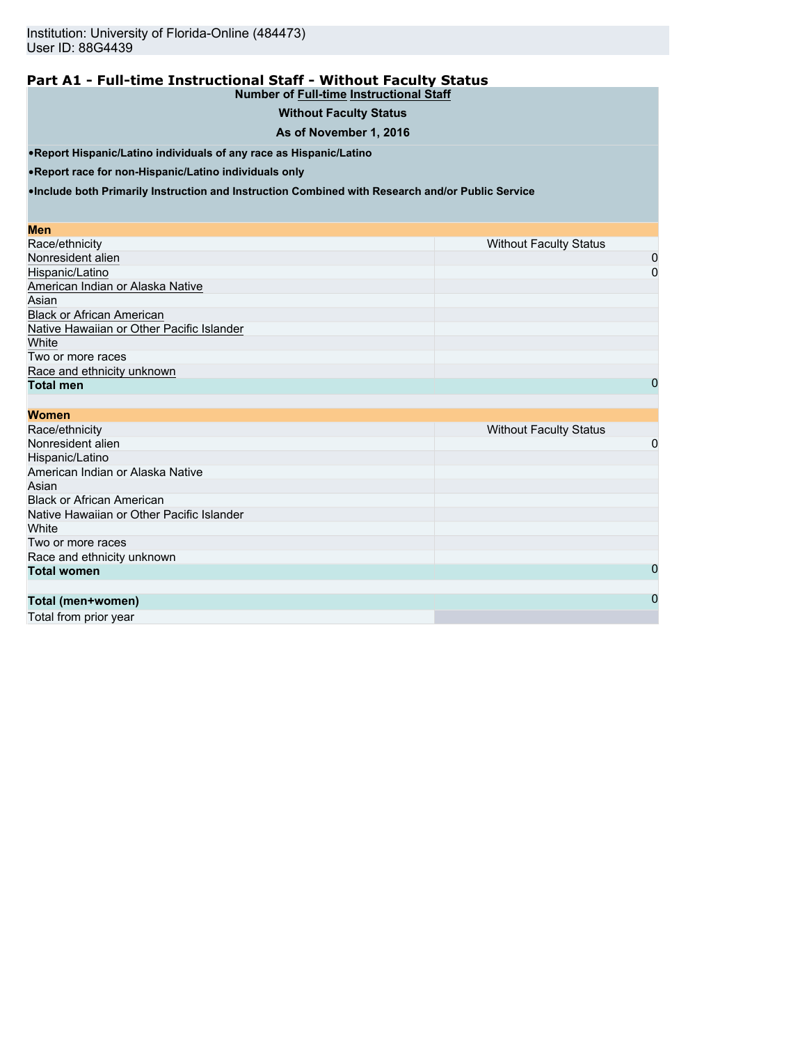Institution: University of Florida-Online (484473)
User ID: 88G4439

## Part A1 - Full-time Instructional Staff - Without Faculty Status

**Number of Full-time Instructional Staff**

**Without Faculty Status**

**As of November 1, 2016**

- **Report Hispanic/Latino individuals of any race as Hispanic/Latino**
- **Report race for non-Hispanic/Latino individuals only**
- **Include both Primarily Instruction and Instruction Combined with Research and/or Public Service**

| **Men** | |
|---|---|
| Race/ethnicity | Without Faculty Status |
| Nonresident alien | 0 |
| Hispanic/Latino | 0 |
| American Indian or Alaska Native | |
| Asian | |
| Black or African American | |
| Native Hawaiian or Other Pacific Islander | |
| White | |
| Two or more races | |
| Race and ethnicity unknown | |
| **Total men** | 0 |

| **Women** | |
|---|---|
| Race/ethnicity | Without Faculty Status |
| Nonresident alien | 0 |
| Hispanic/Latino | |
| American Indian or Alaska Native | |
| Asian | |
| Black or African American | |
| Native Hawaiian or Other Pacific Islander | |
| White | |
| Two or more races | |
| Race and ethnicity unknown | |
| **Total women** | 0 |
| | |
| **Total (men+women)** | 0 |
| Total from prior year | |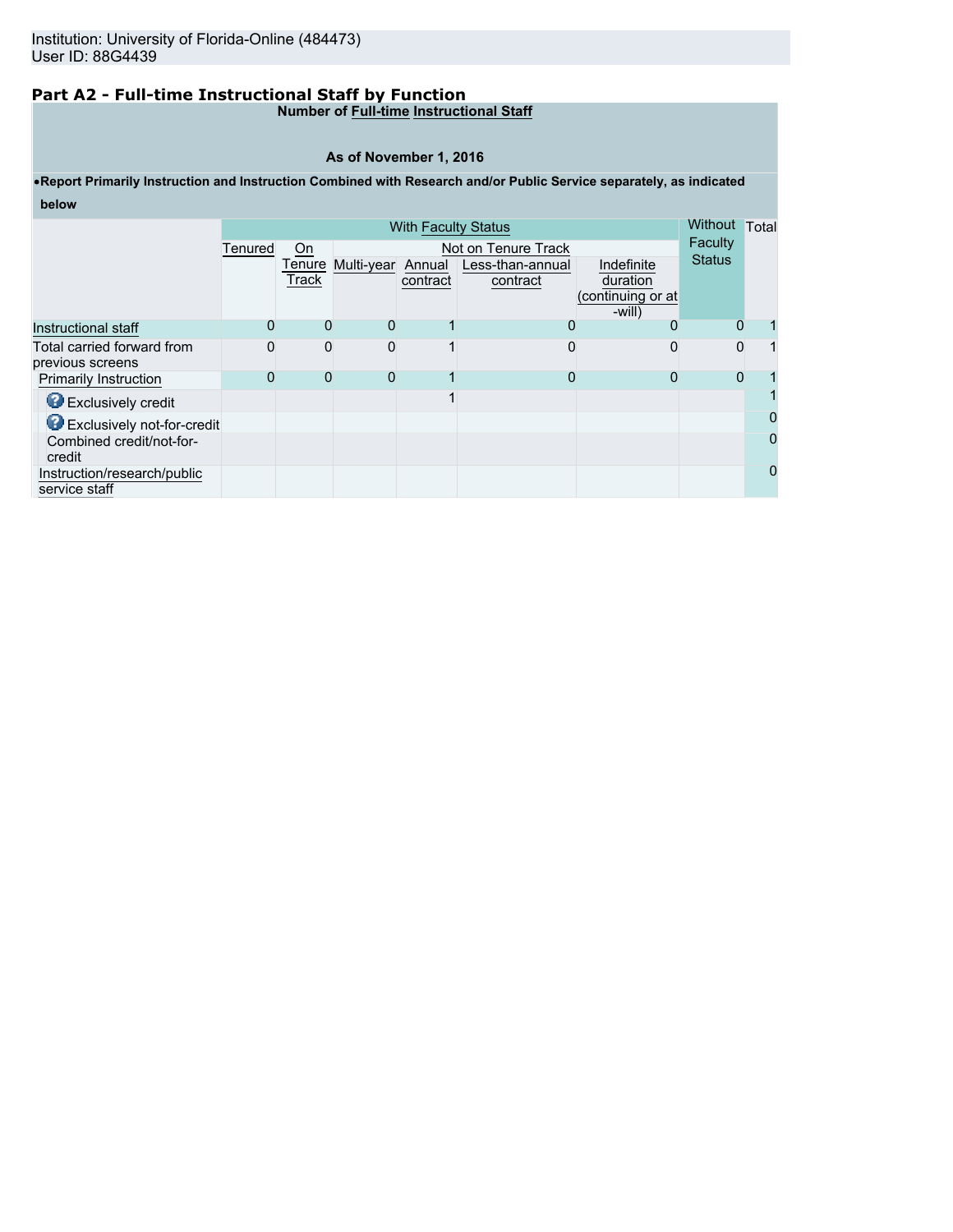Institution: University of Florida-Online (484473)
User ID: 88G4439

## Part A2 - Full-time Instructional Staff by Function

**Number of Full-time Instructional Staff**

**As of November 1, 2016**

- **Report Primarily Instruction and Instruction Combined with Research and/or Public Service separately, as indicated below**

| | With Faculty Status | | | | | | Without Faculty Status | Total |
|---|---|---|---|---|---|---|---|---|
| | Tenured | On Tenure Track | Not on Tenure Track | | | | | |
| | | | Multi-year | Annual contract | Less-than-annual contract | Indefinite duration (continuing or at-will) | | |
| Instructional staff | 0 | 0 | 0 | 1 | 0 | 0 | 0 | 1 |
| Total carried forward from previous screens | 0 | 0 | 0 | 1 | 0 | 0 | 0 | 1 |
| Primarily Instruction | 0 | 0 | 0 | 1 | 0 | 0 | 0 | 1 |
| Exclusively credit | | | | 1 | | | | 1 |
| Exclusively not-for-credit | | | | | | | | 0 |
| Combined credit/not-for-credit | | | | | | | | 0 |
| Instruction/research/public service staff | | | | | | | | 0 |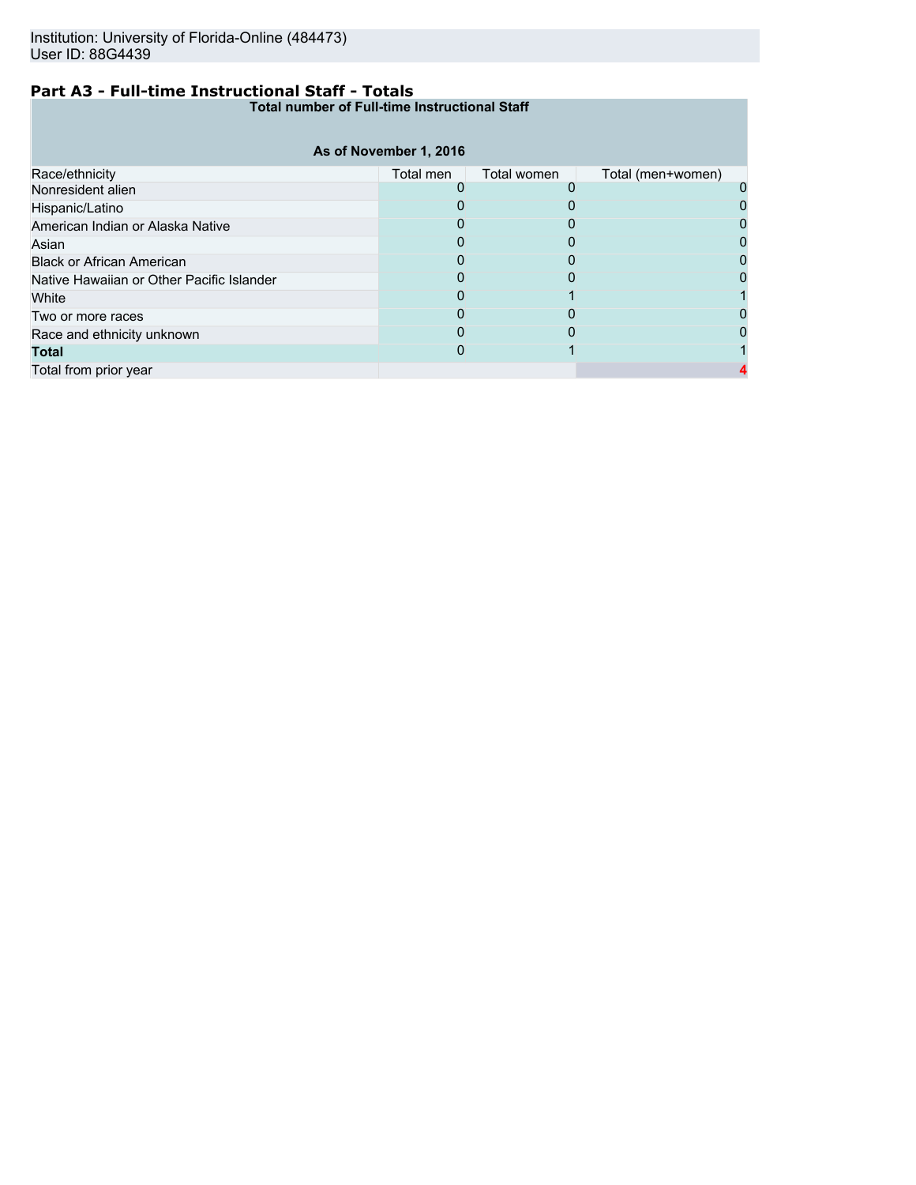Institution: University of Florida-Online (484473)
User ID: 88G4439

## Part A3 - Full-time Instructional Staff - Totals

| Total number of Full-time Instructional Staff | | | |
|---|---|---|---|
| **As of November 1, 2016** | | | |
| Race/ethnicity | Total men | Total women | Total (men+women) |
| Nonresident alien | 0 | 0 | 0 |
| Hispanic/Latino | 0 | 0 | 0 |
| American Indian or Alaska Native | 0 | 0 | 0 |
| Asian | 0 | 0 | 0 |
| Black or African American | 0 | 0 | 0 |
| Native Hawaiian or Other Pacific Islander | 0 | 0 | 0 |
| White | 0 | 1 | 1 |
| Two or more races | 0 | 0 | 0 |
| Race and ethnicity unknown | 0 | 0 | 0 |
| **Total** | 0 | 1 | 1 |
| Total from prior year | | | 4 |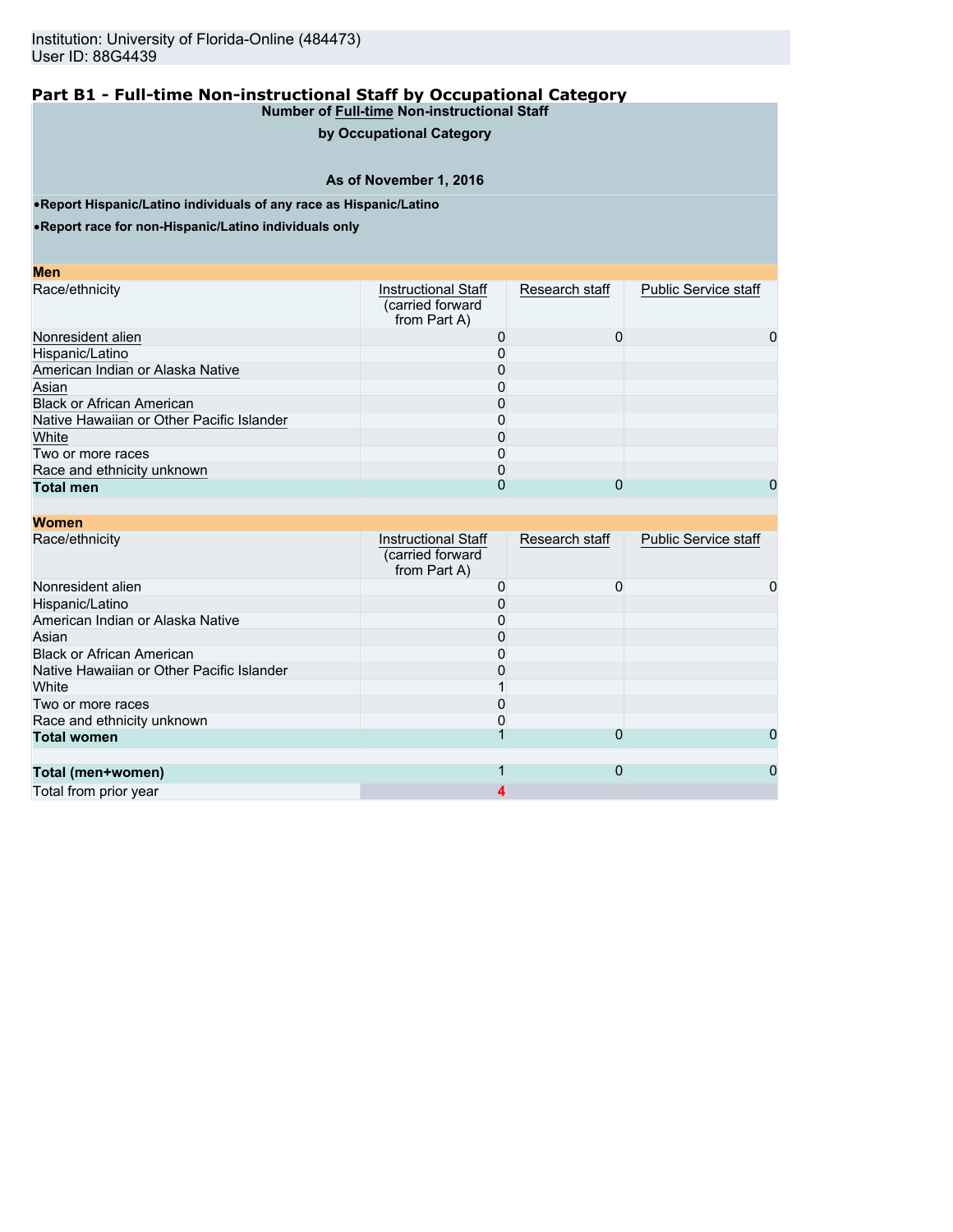Institution: University of Florida-Online (484473)
User ID: 88G4439

## Part B1 - Full-time Non-instructional Staff by Occupational Category

**Number of Full-time Non-instructional Staff**

**by Occupational Category**

**As of November 1, 2016**

- **Report Hispanic/Latino individuals of any race as Hispanic/Latino**
- **Report race for non-Hispanic/Latino individuals only**

**Men**

| Race/ethnicity | Instructional Staff (carried forward from Part A) | Research staff | Public Service staff |
|---|---|---|---|
| Nonresident alien | 0 | 0 | 0 |
| Hispanic/Latino | 0 | | |
| American Indian or Alaska Native | 0 | | |
| Asian | 0 | | |
| Black or African American | 0 | | |
| Native Hawaiian or Other Pacific Islander | 0 | | |
| White | 0 | | |
| Two or more races | 0 | | |
| Race and ethnicity unknown | 0 | | |
| **Total men** | 0 | 0 | 0 |

**Women**

| Race/ethnicity | Instructional Staff (carried forward from Part A) | Research staff | Public Service staff |
|---|---|---|---|
| Nonresident alien | 0 | 0 | 0 |
| Hispanic/Latino | 0 | | |
| American Indian or Alaska Native | 0 | | |
| Asian | 0 | | |
| Black or African American | 0 | | |
| Native Hawaiian or Other Pacific Islander | 0 | | |
| White | 1 | | |
| Two or more races | 0 | | |
| Race and ethnicity unknown | 0 | | |
| **Total women** | 1 | 0 | 0 |
| | | | |
| **Total (men+women)** | 1 | 0 | 0 |
| Total from prior year | 4 | | |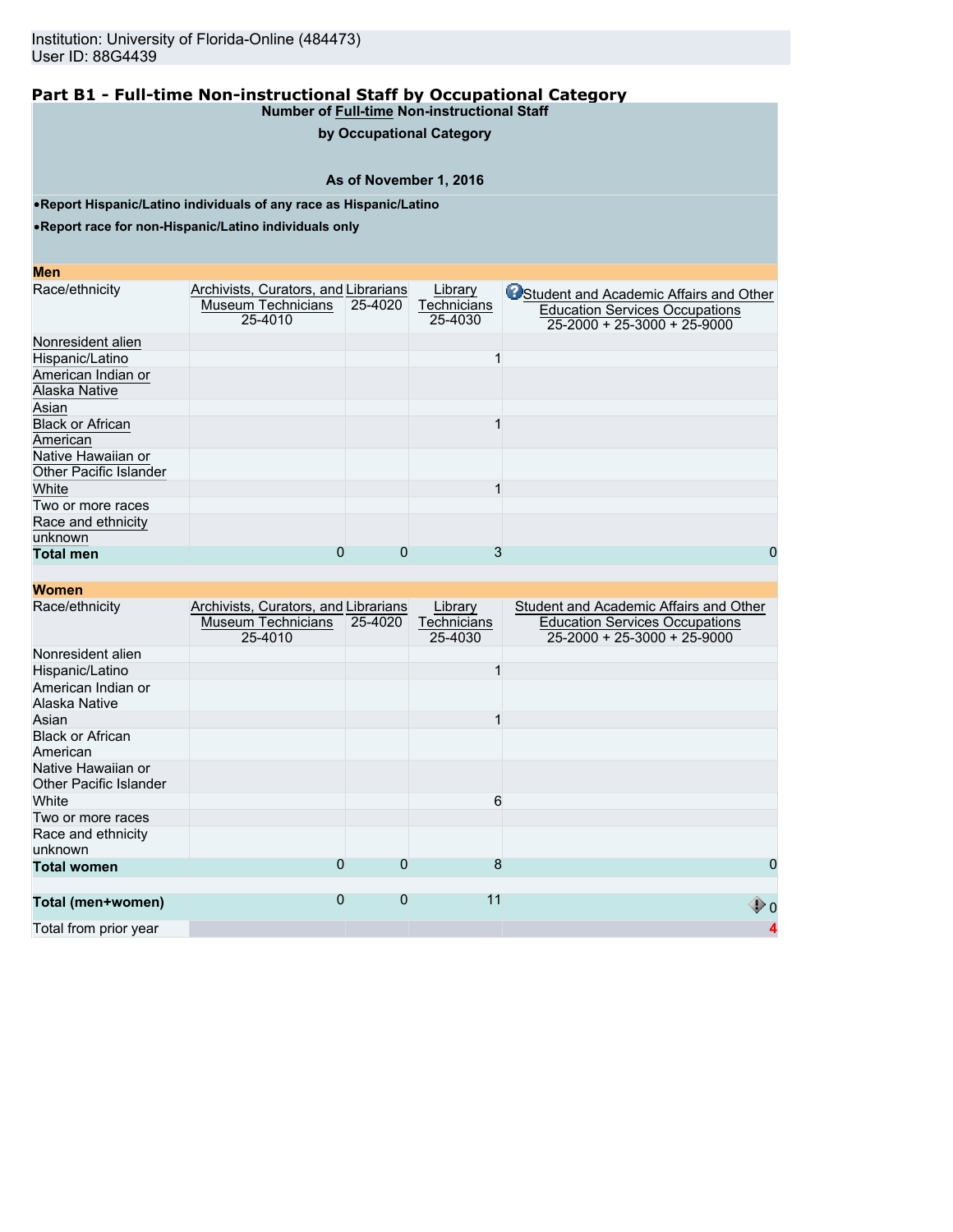Institution: University of Florida-Online (484473)
User ID: 88G4439

## Part B1 - Full-time Non-instructional Staff by Occupational Category

**Number of Full-time Non-instructional Staff**

**by Occupational Category**

**As of November 1, 2016**

- **Report Hispanic/Latino individuals of any race as Hispanic/Latino**
- **Report race for non-Hispanic/Latino individuals only**

**Men**

| Race/ethnicity | Archivists, Curators, and Museum Technicians 25-4010 | Librarians 25-4020 | Library Technicians 25-4030 | Student and Academic Affairs and Other Education Services Occupations 25-2000 + 25-3000 + 25-9000 |
|---|---|---|---|---|
| Nonresident alien | | | | |
| Hispanic/Latino | | | 1 | |
| American Indian or Alaska Native | | | | |
| Asian | | | | |
| Black or African American | | | 1 | |
| Native Hawaiian or Other Pacific Islander | | | | |
| White | | | 1 | |
| Two or more races | | | | |
| Race and ethnicity unknown | | | | |
| **Total men** | 0 | 0 | 3 | 0 |

**Women**

| Race/ethnicity | Archivists, Curators, and Museum Technicians 25-4010 | Librarians 25-4020 | Library Technicians 25-4030 | Student and Academic Affairs and Other Education Services Occupations 25-2000 + 25-3000 + 25-9000 |
|---|---|---|---|---|
| Nonresident alien | | | | |
| Hispanic/Latino | | | 1 | |
| American Indian or Alaska Native | | | | |
| Asian | | | 1 | |
| Black or African American | | | | |
| Native Hawaiian or Other Pacific Islander | | | | |
| White | | | 6 | |
| Two or more races | | | | |
| Race and ethnicity unknown | | | | |
| **Total women** | 0 | 0 | 8 | 0 |
| **Total (men+women)** | 0 | 0 | 11 | 0 |
| Total from prior year | | | | 4 |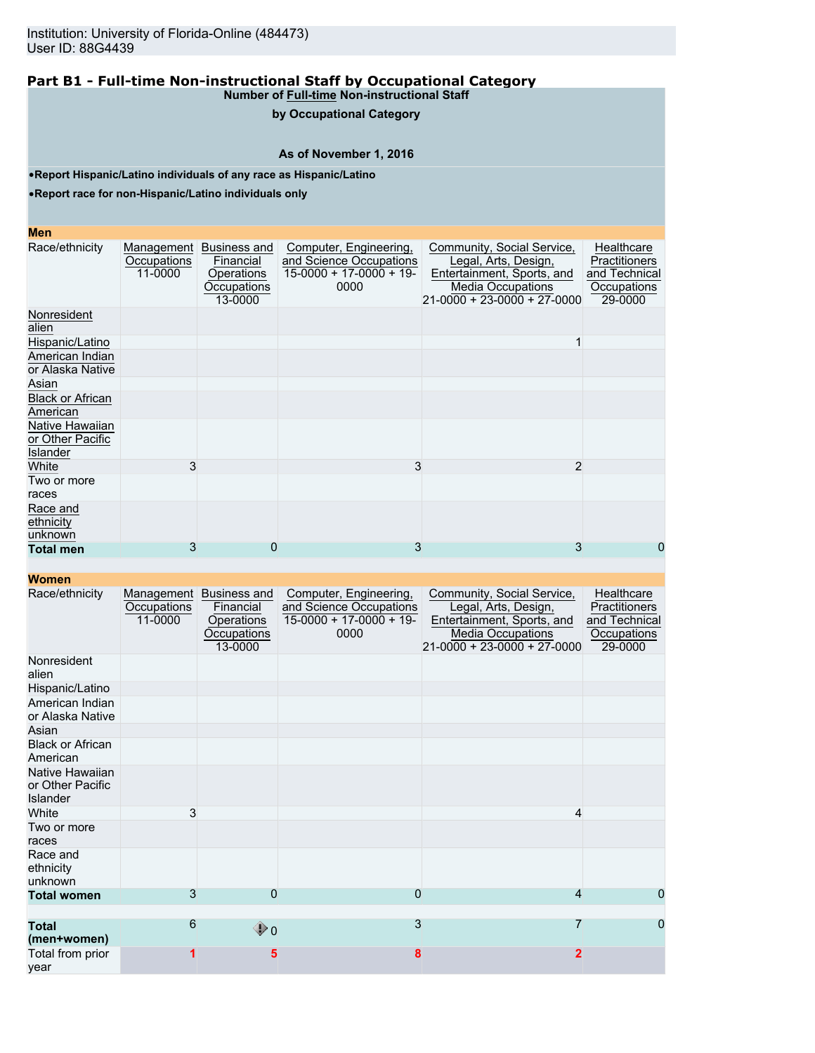Institution: University of Florida-Online (484473)
User ID: 88G4439

## Part B1 - Full-time Non-instructional Staff by Occupational Category

**Number of Full-time Non-instructional Staff by Occupational Category**

**As of November 1, 2016**

- **Report Hispanic/Latino individuals of any race as Hispanic/Latino**
- **Report race for non-Hispanic/Latino individuals only**

### Men

| Race/ethnicity | Management Occupations 11-0000 | Business and Financial Operations Occupations 13-0000 | Computer, Engineering, and Science Occupations 15-0000 + 17-0000 + 19-0000 | Community, Social Service, Legal, Arts, Design, Entertainment, Sports, and Media Occupations 21-0000 + 23-0000 + 27-0000 | Healthcare Practitioners and Technical Occupations 29-0000 |
|---|---|---|---|---|---|
| Nonresident alien | | | | | |
| Hispanic/Latino | | | | 1 | |
| American Indian or Alaska Native | | | | | |
| Asian | | | | | |
| Black or African American | | | | | |
| Native Hawaiian or Other Pacific Islander | | | | | |
| White | 3 | | 3 | 2 | |
| Two or more races | | | | | |
| Race and ethnicity unknown | | | | | |
| **Total men** | 3 | 0 | 3 | 3 | 0 |

### Women

| Race/ethnicity | Management Occupations 11-0000 | Business and Financial Operations Occupations 13-0000 | Computer, Engineering, and Science Occupations 15-0000 + 17-0000 + 19-0000 | Community, Social Service, Legal, Arts, Design, Entertainment, Sports, and Media Occupations 21-0000 + 23-0000 + 27-0000 | Healthcare Practitioners and Technical Occupations 29-0000 |
|---|---|---|---|---|---|
| Nonresident alien | | | | | |
| Hispanic/Latino | | | | | |
| American Indian or Alaska Native | | | | | |
| Asian | | | | | |
| Black or African American | | | | | |
| Native Hawaiian or Other Pacific Islander | | | | | |
| White | 3 | | | 4 | |
| Two or more races | | | | | |
| Race and ethnicity unknown | | | | | |
| **Total women** | 3 | 0 | 0 | 4 | 0 |
| **Total (men+women)** | 6 | 0 | 3 | 7 | 0 |
| Total from prior year | 1 | 5 | 8 | 2 | |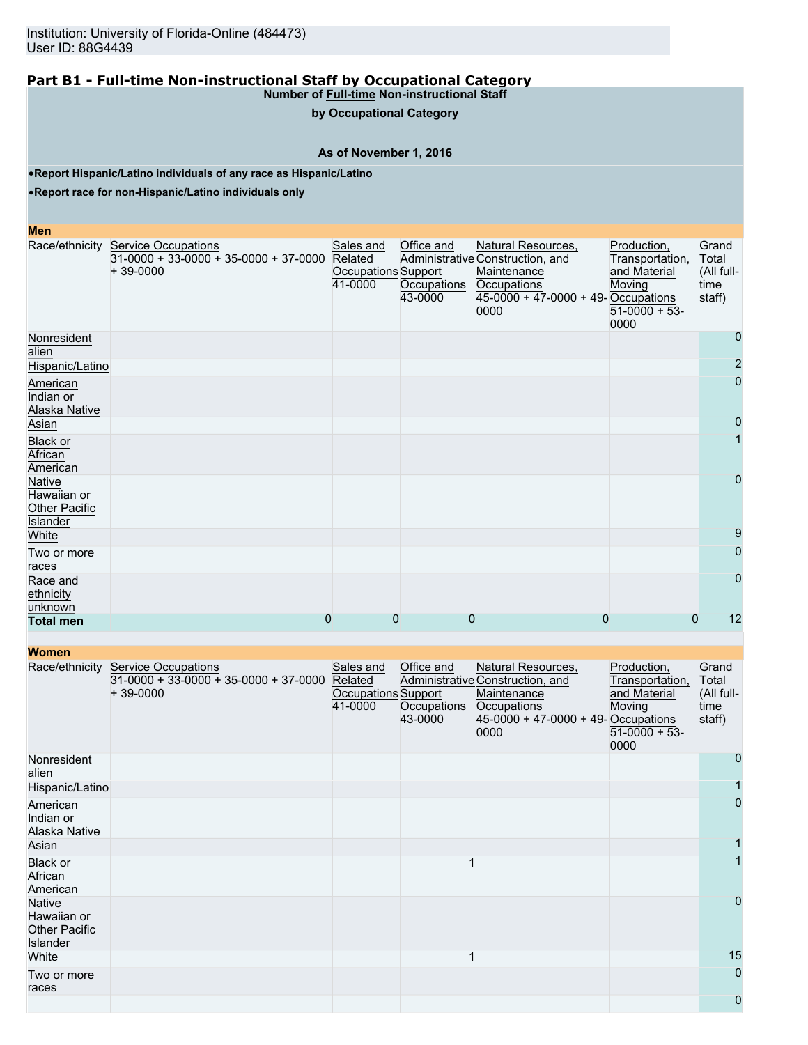Institution: University of Florida-Online (484473)
User ID: 88G4439

## Part B1 - Full-time Non-instructional Staff by Occupational Category

**Number of Full-time Non-instructional Staff**

**by Occupational Category**

**As of November 1, 2016**

- **Report Hispanic/Latino individuals of any race as Hispanic/Latino**
- **Report race for non-Hispanic/Latino individuals only**

**Men**

| Race/ethnicity | Service Occupations 31-0000 + 33-0000 + 35-0000 + 37-0000 + 39-0000 | Sales and Related Occupations 41-0000 | Office and Administrative Support Occupations 43-0000 | Natural Resources, Construction, and Maintenance Occupations 45-0000 + 47-0000 + 49-0000 | Production, Transportation, and Material Moving Occupations 51-0000 + 53-0000 | Grand Total (All full-time staff) |
|---|---|---|---|---|---|---|
| Nonresident alien | | | | | | 0 |
| Hispanic/Latino | | | | | | 2 |
| American Indian or Alaska Native | | | | | | 0 |
| Asian | | | | | | 0 |
| Black or African American | | | | | | 1 |
| Native Hawaiian or Other Pacific Islander | | | | | | 0 |
| White | | | | | | 9 |
| Two or more races | | | | | | 0 |
| Race and ethnicity unknown | | | | | | 0 |
| **Total men** | 0 | 0 | 0 | 0 | 0 | 12 |

**Women**

| Race/ethnicity | Service Occupations 31-0000 + 33-0000 + 35-0000 + 37-0000 + 39-0000 | Sales and Related Occupations 41-0000 | Office and Administrative Support Occupations 43-0000 | Natural Resources, Construction, and Maintenance Occupations 45-0000 + 47-0000 + 49-0000 | Production, Transportation, and Material Moving Occupations 51-0000 + 53-0000 | Grand Total (All full-time staff) |
|---|---|---|---|---|---|---|
| Nonresident alien | | | | | | 0 |
| Hispanic/Latino | | | | | | 1 |
| American Indian or Alaska Native | | | | | | 0 |
| Asian | | | | | | 1 |
| Black or African American | | | 1 | | | 1 |
| Native Hawaiian or Other Pacific Islander | | | | | | 0 |
| White | | | 1 | | | 15 |
| Two or more races | | | | | | 0 |
| | | | | | | 0 |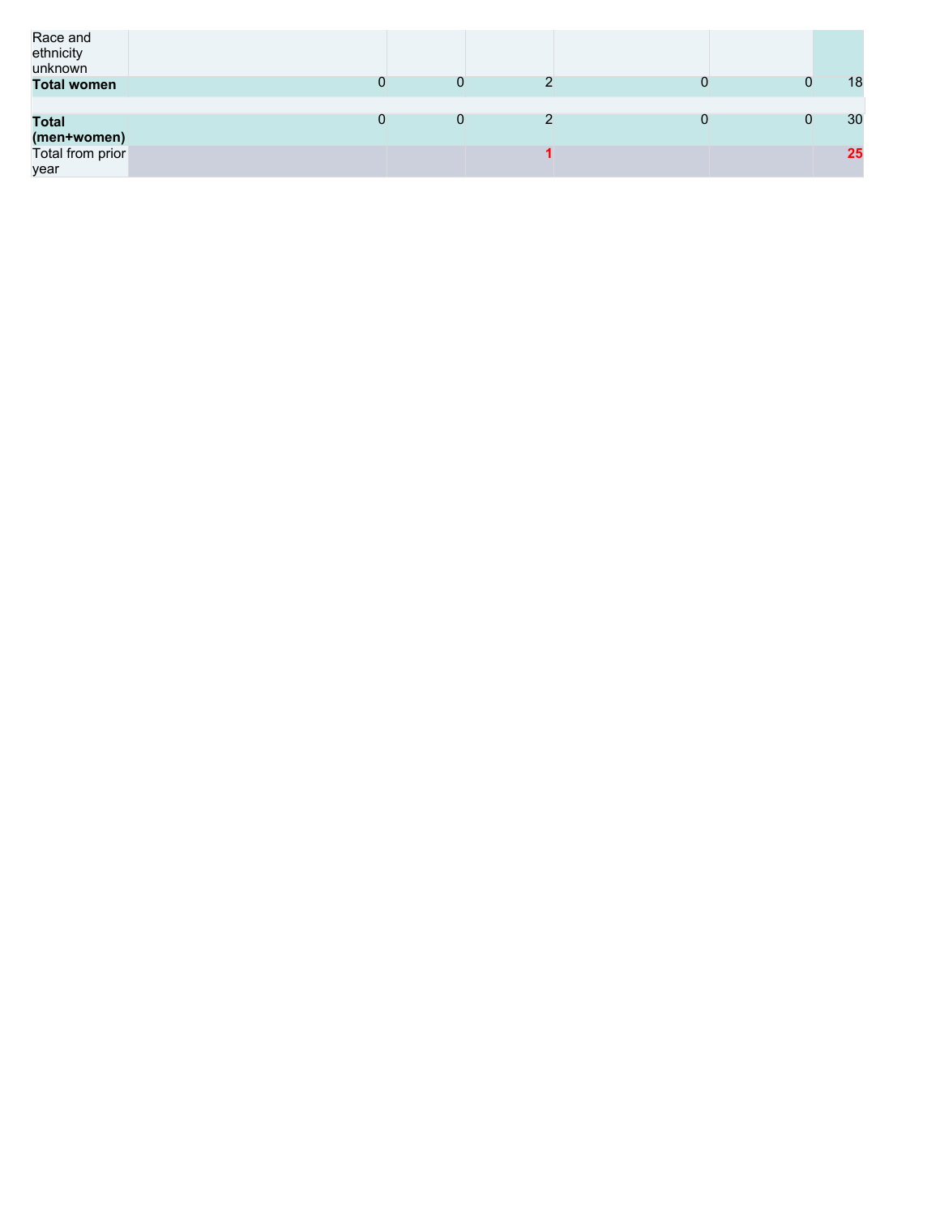| | | | | | | |
|---|---|---|---|---|---|---|
| Race and ethnicity unknown | | | | | | |
| **Total women** | 0 | 0 | 2 | 0 | 0 | 18 |
| | | | | | | |
| **Total (men+women)** | 0 | 0 | 2 | 0 | 0 | 30 |
| Total from prior year | | | **1** | | | **25** |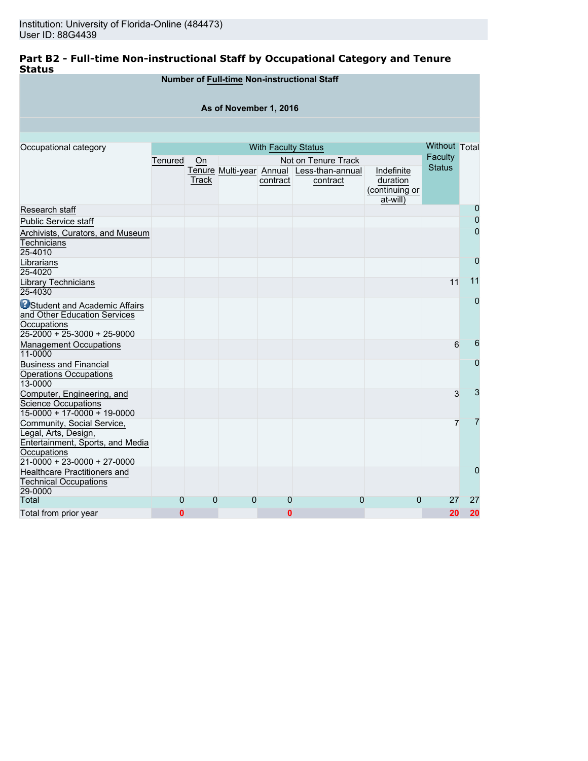Institution: University of Florida-Online (484473)
User ID: 88G4439

## Part B2 - Full-time Non-instructional Staff by Occupational Category and Tenure Status

**Number of Full-time Non-instructional Staff**

**As of November 1, 2016**

| Occupational category | With Faculty Status | | | | | | Without Faculty Status | Total |
|---|---|---|---|---|---|---|---|---|
| | Tenured | On Tenure Track | Not on Tenure Track | | | | | |
| | | | Multi-year | Annual contract | Less-than-annual contract | Indefinite duration (continuing or at-will) | | |
| Research staff | | | | | | | | 0 |
| Public Service staff | | | | | | | | 0 |
| Archivists, Curators, and Museum Technicians 25-4010 | | | | | | | | 0 |
| Librarians 25-4020 | | | | | | | | 0 |
| Library Technicians 25-4030 | | | | | | | 11 | 11 |
| Student and Academic Affairs and Other Education Services Occupations 25-2000 + 25-3000 + 25-9000 | | | | | | | | 0 |
| Management Occupations 11-0000 | | | | | | | 6 | 6 |
| Business and Financial Operations Occupations 13-0000 | | | | | | | | 0 |
| Computer, Engineering, and Science Occupations 15-0000 + 17-0000 + 19-0000 | | | | | | | 3 | 3 |
| Community, Social Service, Legal, Arts, Design, Entertainment, Sports, and Media Occupations 21-0000 + 23-0000 + 27-0000 | | | | | | | 7 | 7 |
| Healthcare Practitioners and Technical Occupations 29-0000 | | | | | | | | 0 |
| Total | 0 | 0 | 0 | 0 | 0 | 0 | 27 | 27 |
| Total from prior year | 0 | | | 0 | | | 20 | 20 |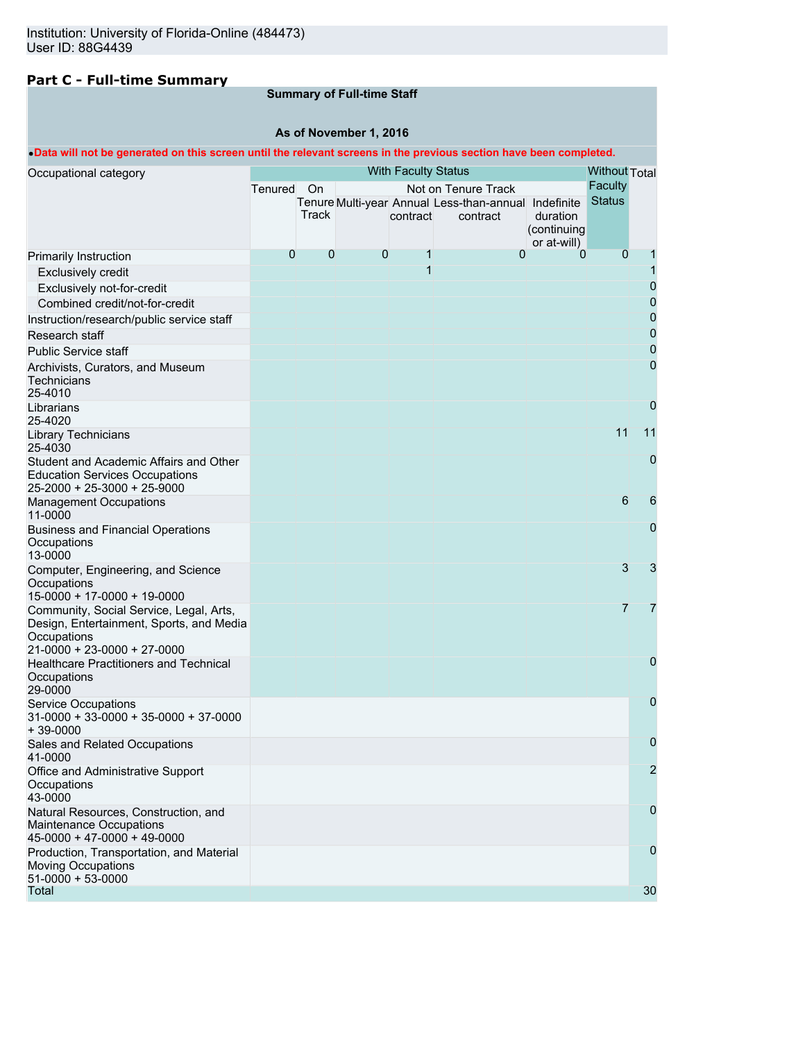Institution: University of Florida-Online (484473)
User ID: 88G4439

## Part C - Full-time Summary

**Summary of Full-time Staff**

**As of November 1, 2016**

•**Data will not be generated on this screen until the relevant screens in the previous section have been completed.**

| Occupational category | With Faculty Status | | | | | | Without Faculty Status | Total |
|---|---|---|---|---|---|---|---|---|
| | Tenured | On Tenure Track | Not on Tenure Track | | | | | |
| | | | Multi-year | Annual contract | Less-than-annual contract | Indefinite duration (continuing or at-will) | | |
| Primarily Instruction | 0 | 0 | 0 | 1 | 0 | 0 | 0 | 1 |
| Exclusively credit | | | | 1 | | | | 1 |
| Exclusively not-for-credit | | | | | | | | 0 |
| Combined credit/not-for-credit | | | | | | | | 0 |
| Instruction/research/public service staff | | | | | | | | 0 |
| Research staff | | | | | | | | 0 |
| Public Service staff | | | | | | | | 0 |
| Archivists, Curators, and Museum Technicians 25-4010 | | | | | | | | 0 |
| Librarians 25-4020 | | | | | | | | 0 |
| Library Technicians 25-4030 | | | | | | | 11 | 11 |
| Student and Academic Affairs and Other Education Services Occupations 25-2000 + 25-3000 + 25-9000 | | | | | | | | 0 |
| Management Occupations 11-0000 | | | | | | | 6 | 6 |
| Business and Financial Operations Occupations 13-0000 | | | | | | | | 0 |
| Computer, Engineering, and Science Occupations 15-0000 + 17-0000 + 19-0000 | | | | | | | 3 | 3 |
| Community, Social Service, Legal, Arts, Design, Entertainment, Sports, and Media Occupations 21-0000 + 23-0000 + 27-0000 | | | | | | | 7 | 7 |
| Healthcare Practitioners and Technical Occupations 29-0000 | | | | | | | | 0 |
| Service Occupations 31-0000 + 33-0000 + 35-0000 + 37-0000 + 39-0000 | | | | | | | | 0 |
| Sales and Related Occupations 41-0000 | | | | | | | | 0 |
| Office and Administrative Support Occupations 43-0000 | | | | | | | | 2 |
| Natural Resources, Construction, and Maintenance Occupations 45-0000 + 47-0000 + 49-0000 | | | | | | | | 0 |
| Production, Transportation, and Material Moving Occupations 51-0000 + 53-0000 | | | | | | | | 0 |
| Total | | | | | | | | 30 |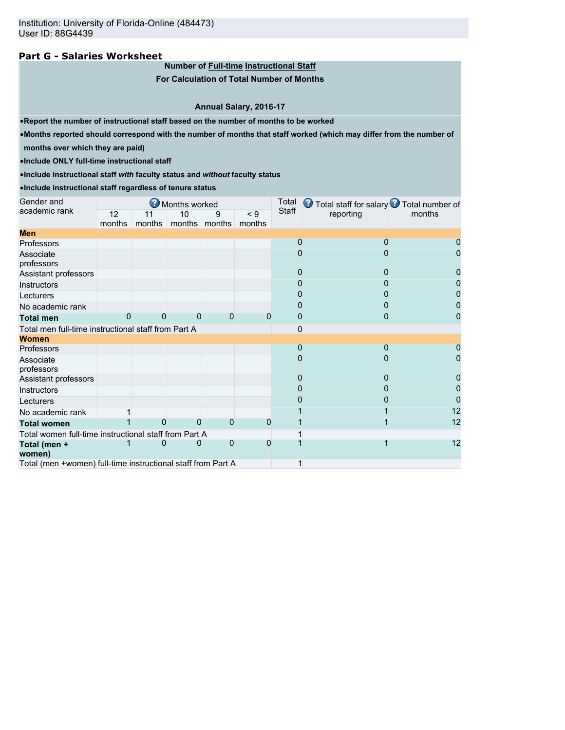Institution: University of Florida-Online (484473)
User ID: 88G4439

## Part G - Salaries Worksheet

**Number of Full-time Instructional Staff**

**For Calculation of Total Number of Months**

**Annual Salary, 2016-17**

- **Report the number of instructional staff based on the number of months to be worked**
- **Months reported should correspond with the number of months that staff worked (which may differ from the number of months over which they are paid)**
- **Include ONLY full-time instructional staff**
- **Include instructional staff *with* faculty status and *without* faculty status**
- **Include instructional staff regardless of tenure status**

| Gender and academic rank | Months worked | | | | | Total Staff | Total staff for salary reporting | Total number of months |
|---|---|---|---|---|---|---|---|---|
| | 12 months | 11 months | 10 months | 9 months | < 9 months | | | |
| **Men** | | | | | | | | |
| Professors | | | | | | 0 | 0 | 0 |
| Associate professors | | | | | | 0 | 0 | 0 |
| Assistant professors | | | | | | 0 | 0 | 0 |
| Instructors | | | | | | 0 | 0 | 0 |
| Lecturers | | | | | | 0 | 0 | 0 |
| No academic rank | | | | | | 0 | 0 | 0 |
| **Total men** | 0 | 0 | 0 | 0 | 0 | 0 | 0 | 0 |
| Total men full-time instructional staff from Part A | | | | | | 0 | | |
| **Women** | | | | | | | | |
| Professors | | | | | | 0 | 0 | 0 |
| Associate professors | | | | | | 0 | 0 | 0 |
| Assistant professors | | | | | | 0 | 0 | 0 |
| Instructors | | | | | | 0 | 0 | 0 |
| Lecturers | | | | | | 0 | 0 | 0 |
| No academic rank | 1 | | | | | 1 | 1 | 12 |
| **Total women** | 1 | 0 | 0 | 0 | 0 | 1 | 1 | 12 |
| Total women full-time instructional staff from Part A | | | | | | 1 | | |
| **Total (men + women)** | 1 | 0 | 0 | 0 | 0 | 1 | 1 | 12 |
| Total (men +women) full-time instructional staff from Part A | | | | | | 1 | | |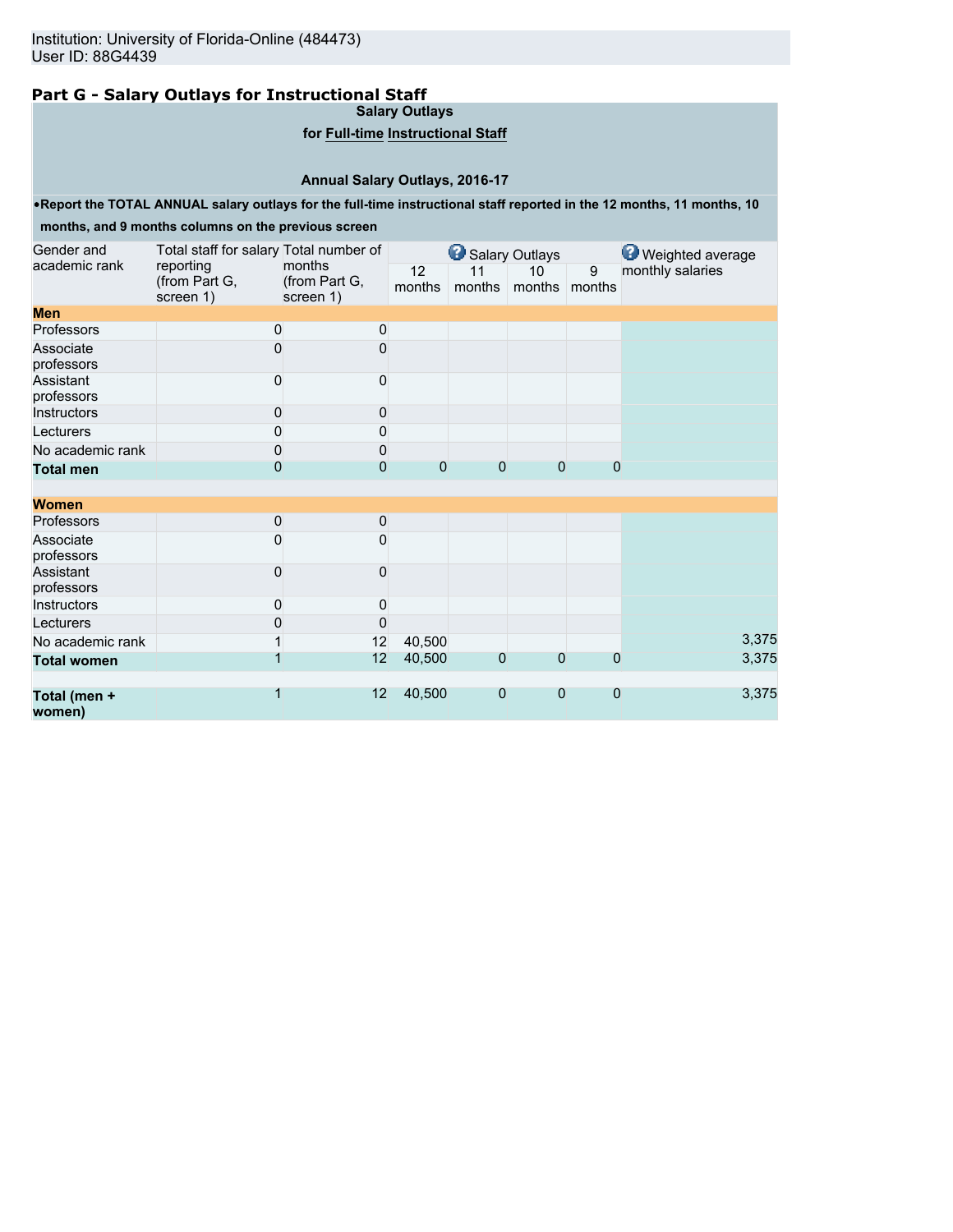Institution: University of Florida-Online (484473)
User ID: 88G4439

## Part G - Salary Outlays for Instructional Staff

**Salary Outlays**

**for Full-time Instructional Staff**

**Annual Salary Outlays, 2016-17**

- **Report the TOTAL ANNUAL salary outlays for the full-time instructional staff reported in the 12 months, 11 months, 10 months, and 9 months columns on the previous screen**

| Gender and academic rank | Total staff for salary reporting (from Part G, screen 1) | Total number of months (from Part G, screen 1) | Salary Outlays | | | | Weighted average monthly salaries |
|---|---|---|---|---|---|---|---|
| | | | 12 months | 11 months | 10 months | 9 months | |
| **Men** | | | | | | | |
| Professors | 0 | 0 | | | | | |
| Associate professors | 0 | 0 | | | | | |
| Assistant professors | 0 | 0 | | | | | |
| Instructors | 0 | 0 | | | | | |
| Lecturers | 0 | 0 | | | | | |
| No academic rank | 0 | 0 | | | | | |
| **Total men** | 0 | 0 | 0 | 0 | 0 | 0 | |
| **Women** | | | | | | | |
| Professors | 0 | 0 | | | | | |
| Associate professors | 0 | 0 | | | | | |
| Assistant professors | 0 | 0 | | | | | |
| Instructors | 0 | 0 | | | | | |
| Lecturers | 0 | 0 | | | | | |
| No academic rank | 1 | 12 | 40,500 | | | | 3,375 |
| **Total women** | 1 | 12 | 40,500 | 0 | 0 | 0 | 3,375 |
| **Total (men + women)** | 1 | 12 | 40,500 | 0 | 0 | 0 | 3,375 |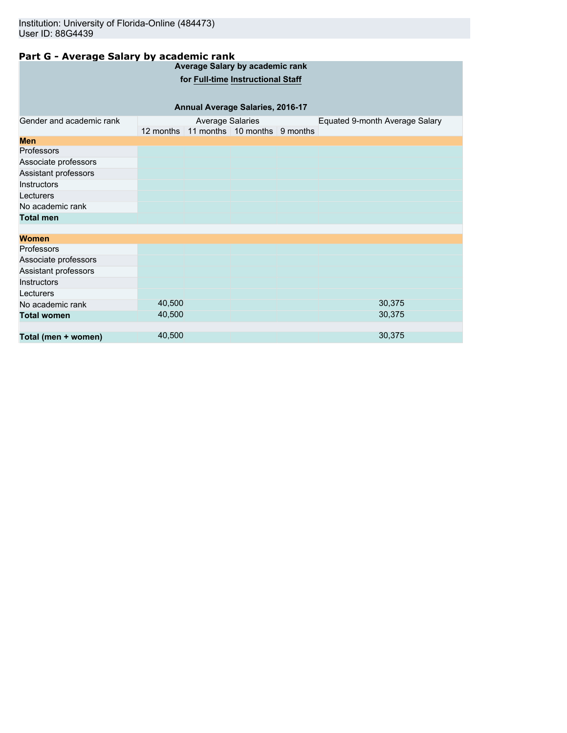Institution: University of Florida-Online (484473)
User ID: 88G4439

## Part G - Average Salary by academic rank

**Average Salary by academic rank**

**for Full-time Instructional Staff**

**Annual Average Salaries, 2016-17**

| Gender and academic rank | Average Salaries | | | | Equated 9-month Average Salary |
|---|---|---|---|---|---|
| | 12 months | 11 months | 10 months | 9 months | |
| **Men** | | | | | |
| Professors | | | | | |
| Associate professors | | | | | |
| Assistant professors | | | | | |
| Instructors | | | | | |
| Lecturers | | | | | |
| No academic rank | | | | | |
| **Total men** | | | | | |
| | | | | | |
| **Women** | | | | | |
| Professors | | | | | |
| Associate professors | | | | | |
| Assistant professors | | | | | |
| Instructors | | | | | |
| Lecturers | | | | | |
| No academic rank | 40,500 | | | | 30,375 |
| **Total women** | 40,500 | | | | 30,375 |
| | | | | | |
| **Total (men + women)** | 40,500 | | | | 30,375 |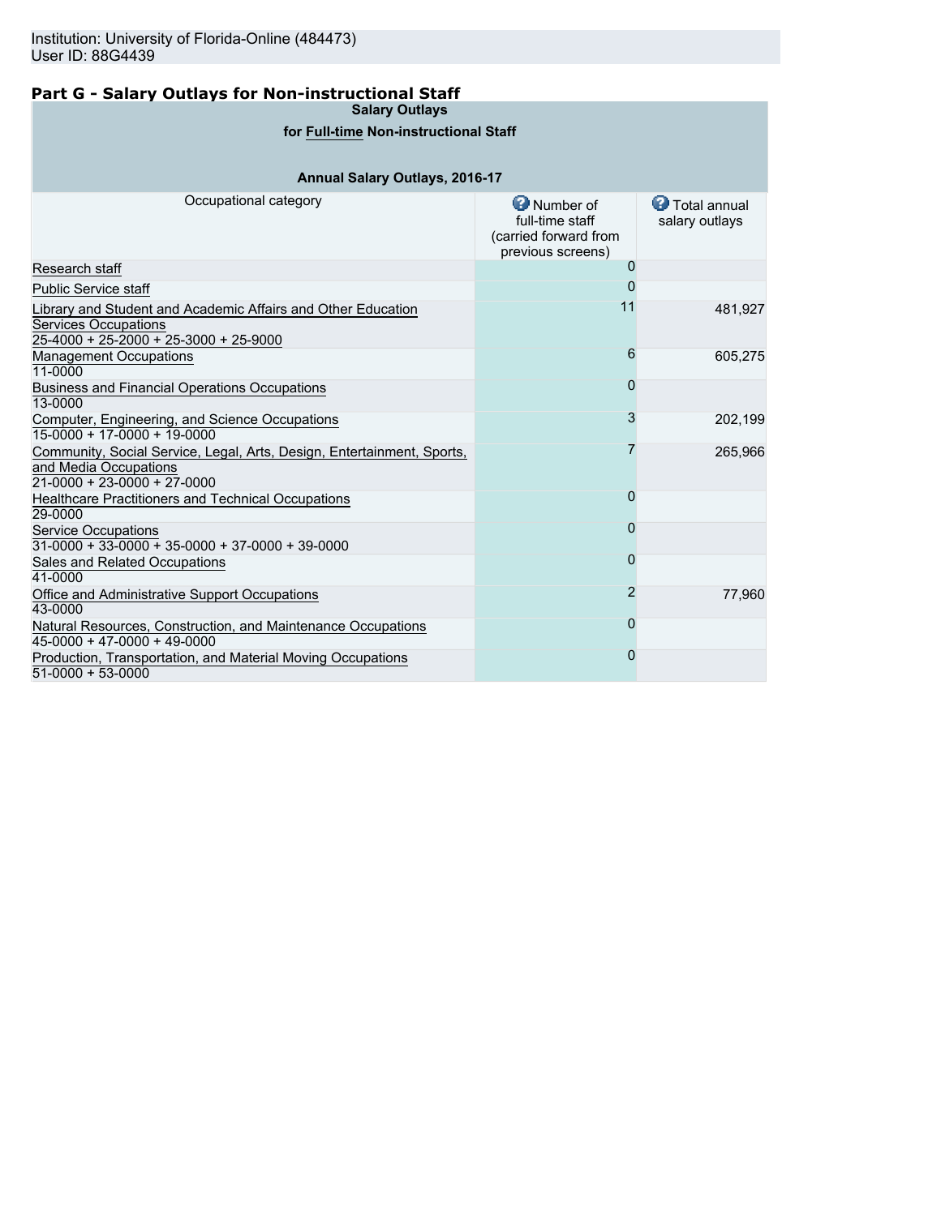Institution: University of Florida-Online (484473)
User ID: 88G4439

## Part G - Salary Outlays for Non-instructional Staff

**Salary Outlays**

**for Full-time Non-instructional Staff**

**Annual Salary Outlays, 2016-17**

| Occupational category | Number of full-time staff (carried forward from previous screens) | Total annual salary outlays |
|---|---|---|
| Research staff | 0 | |
| Public Service staff | 0 | |
| Library and Student and Academic Affairs and Other Education Services Occupations<br>25-4000 + 25-2000 + 25-3000 + 25-9000 | 11 | 481,927 |
| Management Occupations<br>11-0000 | 6 | 605,275 |
| Business and Financial Operations Occupations<br>13-0000 | 0 | |
| Computer, Engineering, and Science Occupations<br>15-0000 + 17-0000 + 19-0000 | 3 | 202,199 |
| Community, Social Service, Legal, Arts, Design, Entertainment, Sports, and Media Occupations<br>21-0000 + 23-0000 + 27-0000 | 7 | 265,966 |
| Healthcare Practitioners and Technical Occupations<br>29-0000 | 0 | |
| Service Occupations<br>31-0000 + 33-0000 + 35-0000 + 37-0000 + 39-0000 | 0 | |
| Sales and Related Occupations<br>41-0000 | 0 | |
| Office and Administrative Support Occupations<br>43-0000 | 2 | 77,960 |
| Natural Resources, Construction, and Maintenance Occupations<br>45-0000 + 47-0000 + 49-0000 | 0 | |
| Production, Transportation, and Material Moving Occupations<br>51-0000 + 53-0000 | 0 | |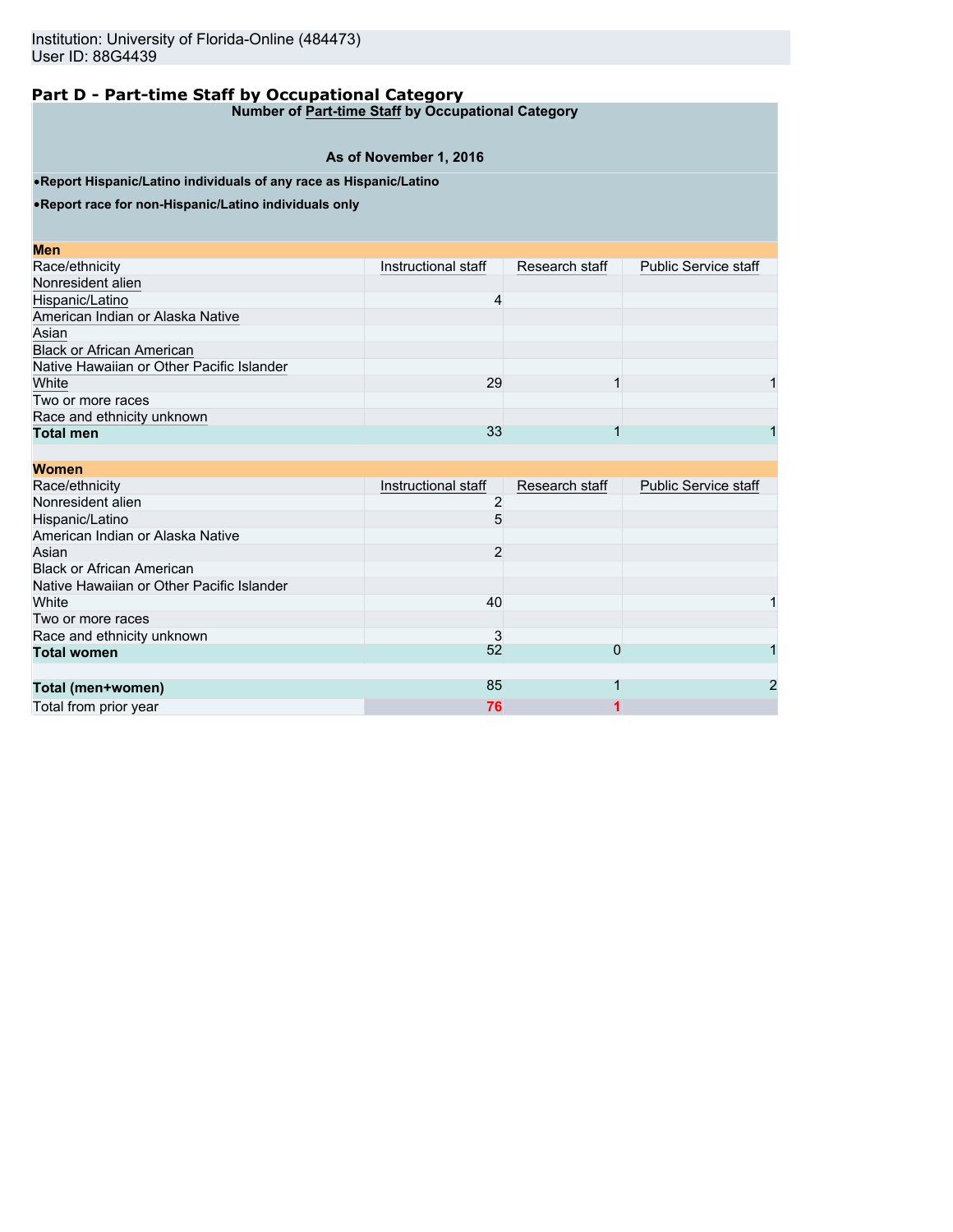Institution: University of Florida-Online (484473)
User ID: 88G4439

## Part D - Part-time Staff by Occupational Category

**Number of Part-time Staff by Occupational Category**

**As of November 1, 2016**

- **Report Hispanic/Latino individuals of any race as Hispanic/Latino**
- **Report race for non-Hispanic/Latino individuals only**

**Men**

| Race/ethnicity | Instructional staff | Research staff | Public Service staff |
|---|---|---|---|
| Nonresident alien | | | |
| Hispanic/Latino | 4 | | |
| American Indian or Alaska Native | | | |
| Asian | | | |
| Black or African American | | | |
| Native Hawaiian or Other Pacific Islander | | | |
| White | 29 | 1 | 1 |
| Two or more races | | | |
| Race and ethnicity unknown | | | |
| **Total men** | 33 | 1 | 1 |

**Women**

| Race/ethnicity | Instructional staff | Research staff | Public Service staff |
|---|---|---|---|
| Nonresident alien | 2 | | |
| Hispanic/Latino | 5 | | |
| American Indian or Alaska Native | | | |
| Asian | 2 | | |
| Black or African American | | | |
| Native Hawaiian or Other Pacific Islander | | | |
| White | 40 | | 1 |
| Two or more races | | | |
| Race and ethnicity unknown | 3 | | |
| **Total women** | 52 | 0 | 1 |
| | | | |
| **Total (men+women)** | 85 | 1 | 2 |
| Total from prior year | 76 | 1 | |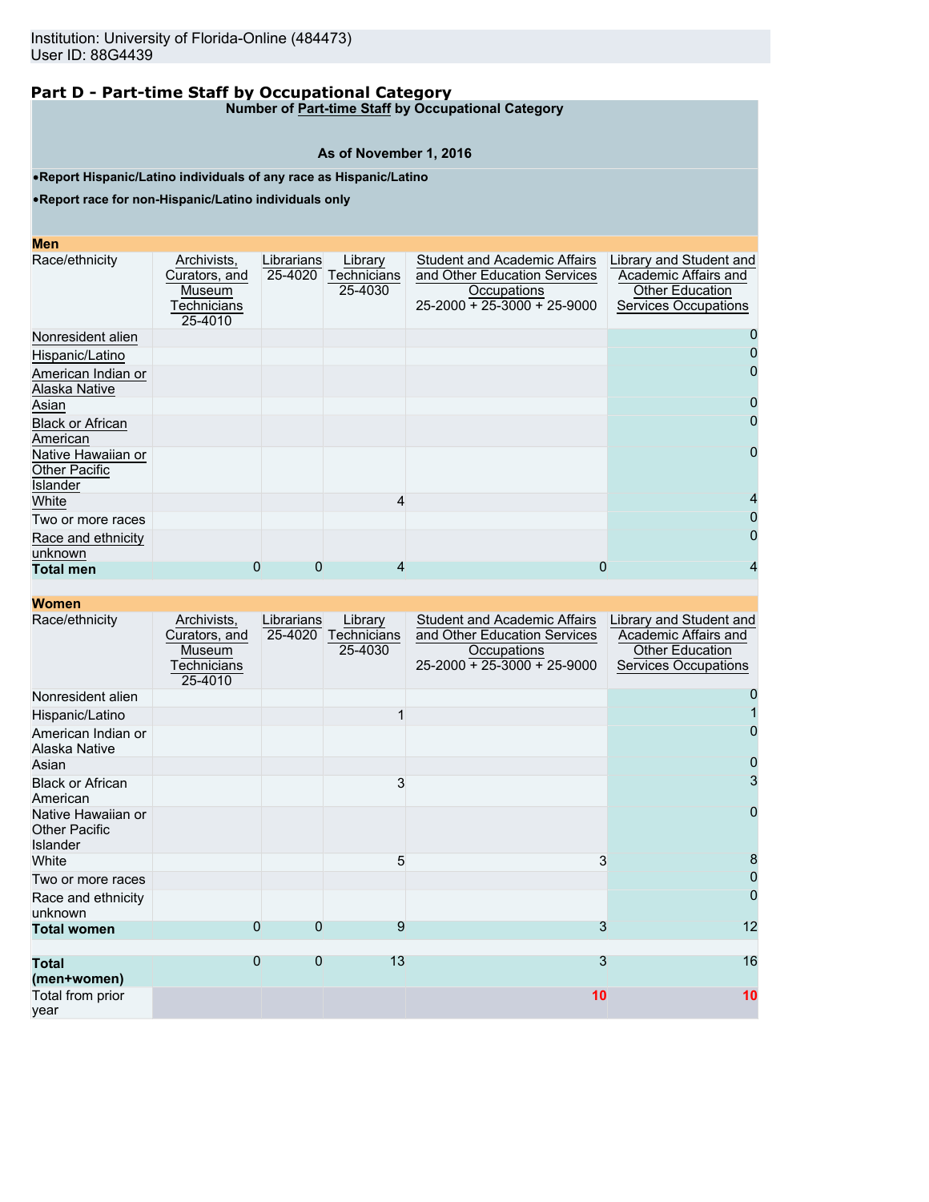Institution: University of Florida-Online (484473)
User ID: 88G4439

## Part D - Part-time Staff by Occupational Category

**Number of Part-time Staff by Occupational Category**

**As of November 1, 2016**

- **Report Hispanic/Latino individuals of any race as Hispanic/Latino**
- **Report race for non-Hispanic/Latino individuals only**

**Men**

| Race/ethnicity | Archivists, Curators, and Museum Technicians 25-4010 | Librarians 25-4020 | Library Technicians 25-4030 | Student and Academic Affairs and Other Education Services Occupations 25-2000 + 25-3000 + 25-9000 | Library and Student and Academic Affairs and Other Education Services Occupations |
|---|---|---|---|---|---|
| Nonresident alien | | | | | 0 |
| Hispanic/Latino | | | | | 0 |
| American Indian or Alaska Native | | | | | 0 |
| Asian | | | | | 0 |
| Black or African American | | | | | 0 |
| Native Hawaiian or Other Pacific Islander | | | | | 0 |
| White | | | 4 | | 4 |
| Two or more races | | | | | 0 |
| Race and ethnicity unknown | | | | | 0 |
| **Total men** | 0 | 0 | 4 | 0 | 4 |

**Women**

| Race/ethnicity | Archivists, Curators, and Museum Technicians 25-4010 | Librarians 25-4020 | Library Technicians 25-4030 | Student and Academic Affairs and Other Education Services Occupations 25-2000 + 25-3000 + 25-9000 | Library and Student and Academic Affairs and Other Education Services Occupations |
|---|---|---|---|---|---|
| Nonresident alien | | | | | 0 |
| Hispanic/Latino | | | 1 | | 1 |
| American Indian or Alaska Native | | | | | 0 |
| Asian | | | | | 0 |
| Black or African American | | | 3 | | 3 |
| Native Hawaiian or Other Pacific Islander | | | | | 0 |
| White | | | 5 | 3 | 8 |
| Two or more races | | | | | 0 |
| Race and ethnicity unknown | | | | | 0 |
| **Total women** | 0 | 0 | 9 | 3 | 12 |
| | | | | | |
| **Total (men+women)** | 0 | 0 | 13 | 3 | 16 |
| Total from prior year | | | | 10 | 10 |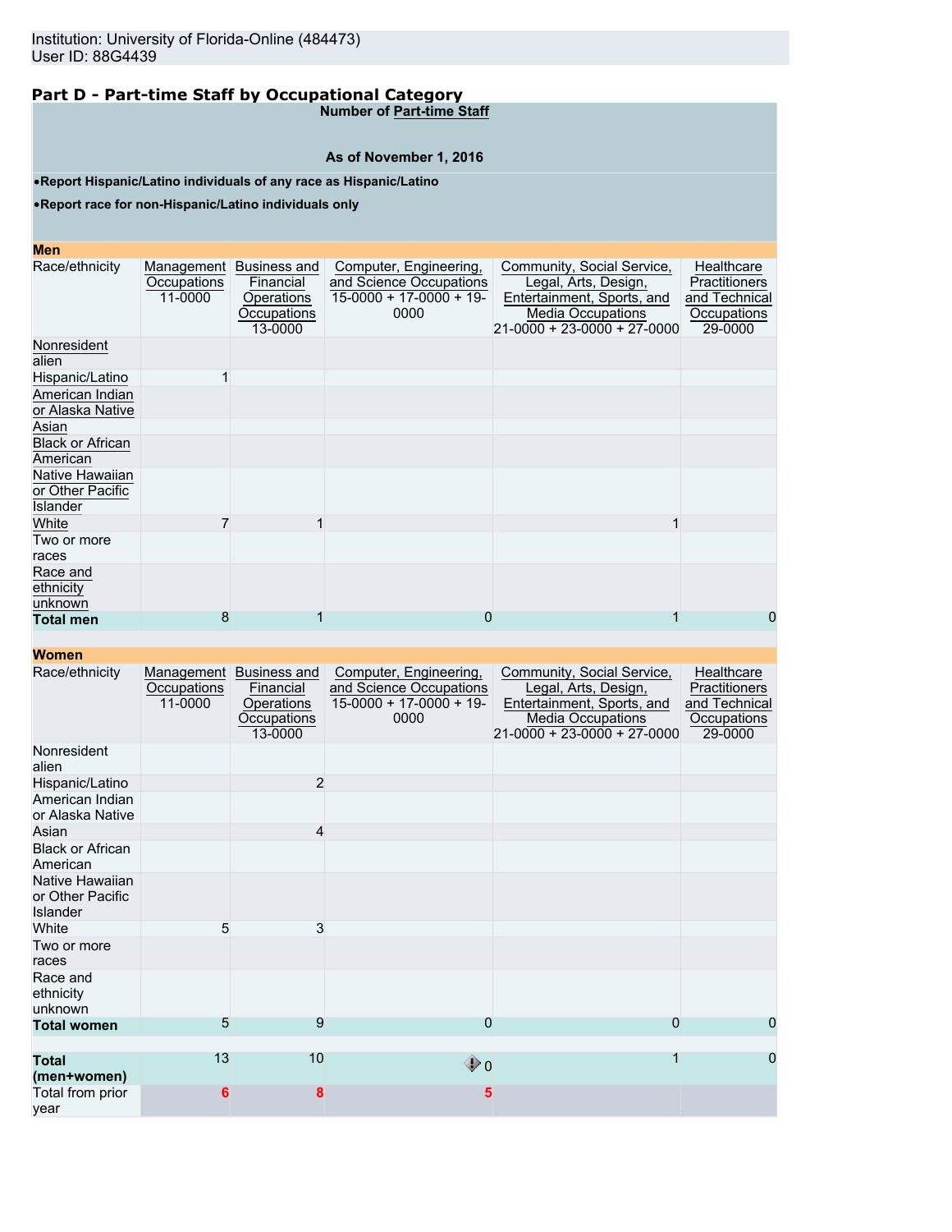Institution: University of Florida-Online (484473)
User ID: 88G4439

## Part D - Part-time Staff by Occupational Category

**Number of Part-time Staff**

**As of November 1, 2016**

- **Report Hispanic/Latino individuals of any race as Hispanic/Latino**
- **Report race for non-Hispanic/Latino individuals only**

**Men**

| Race/ethnicity | Management Occupations 11-0000 | Business and Financial Operations Occupations 13-0000 | Computer, Engineering, and Science Occupations 15-0000 + 17-0000 + 19-0000 | Community, Social Service, Legal, Arts, Design, Entertainment, Sports, and Media Occupations 21-0000 + 23-0000 + 27-0000 | Healthcare Practitioners and Technical Occupations 29-0000 |
|---|---|---|---|---|---|
| Nonresident alien | | | | | |
| Hispanic/Latino | 1 | | | | |
| American Indian or Alaska Native | | | | | |
| Asian | | | | | |
| Black or African American | | | | | |
| Native Hawaiian or Other Pacific Islander | | | | | |
| White | 7 | 1 | | 1 | |
| Two or more races | | | | | |
| Race and ethnicity unknown | | | | | |
| **Total men** | 8 | 1 | 0 | 1 | 0 |

**Women**

| Race/ethnicity | Management Occupations 11-0000 | Business and Financial Operations Occupations 13-0000 | Computer, Engineering, and Science Occupations 15-0000 + 17-0000 + 19-0000 | Community, Social Service, Legal, Arts, Design, Entertainment, Sports, and Media Occupations 21-0000 + 23-0000 + 27-0000 | Healthcare Practitioners and Technical Occupations 29-0000 |
|---|---|---|---|---|---|
| Nonresident alien | | | | | |
| Hispanic/Latino | | 2 | | | |
| American Indian or Alaska Native | | | | | |
| Asian | | 4 | | | |
| Black or African American | | | | | |
| Native Hawaiian or Other Pacific Islander | | | | | |
| White | 5 | 3 | | | |
| Two or more races | | | | | |
| Race and ethnicity unknown | | | | | |
| **Total women** | 5 | 9 | 0 | 0 | 0 |
| **Total (men+women)** | 13 | 10 | 0 | 1 | 0 |
| Total from prior year | 6 | 8 | 5 | | |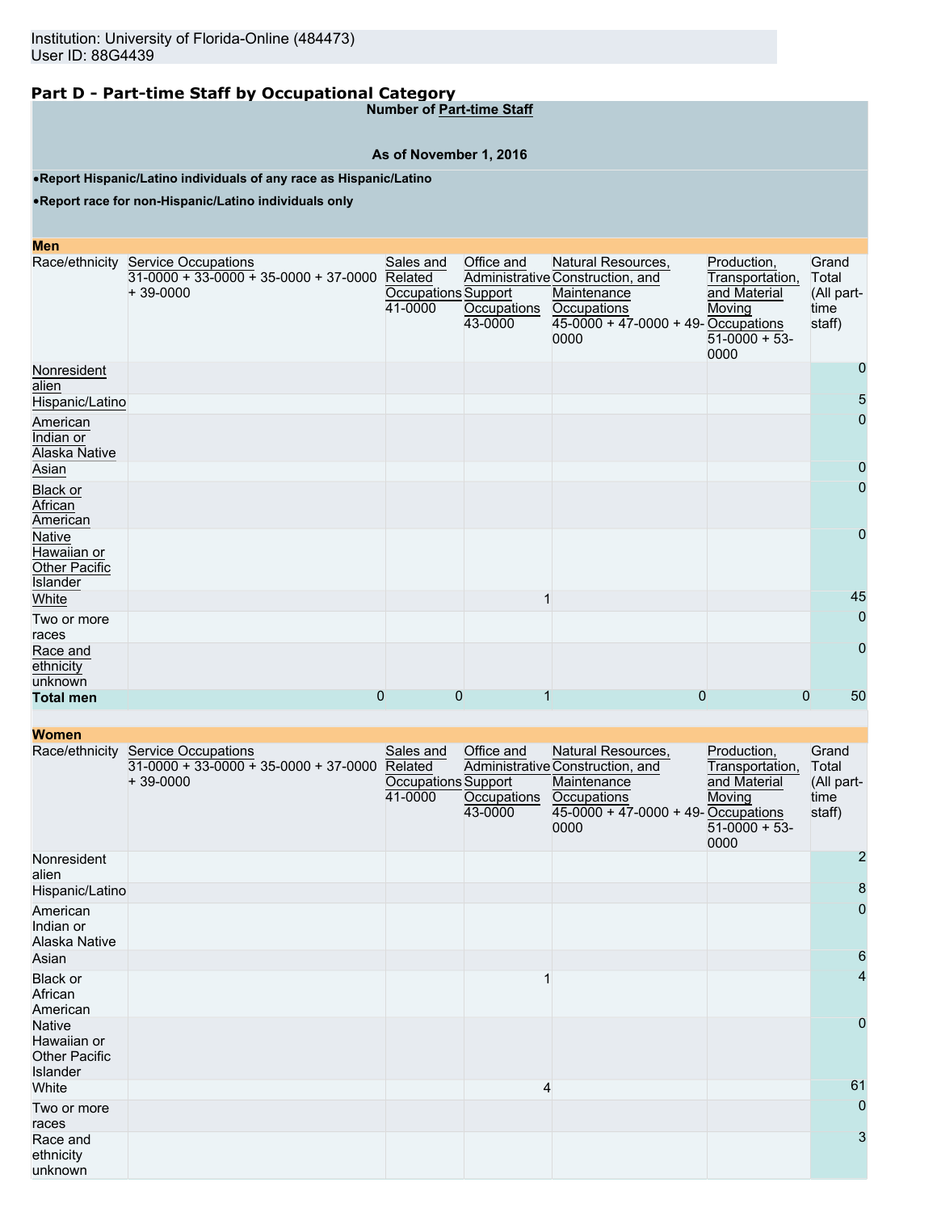Institution: University of Florida-Online (484473)
User ID: 88G4439

## Part D - Part-time Staff by Occupational Category

**Number of Part-time Staff**

**As of November 1, 2016**

- **Report Hispanic/Latino individuals of any race as Hispanic/Latino**
- **Report race for non-Hispanic/Latino individuals only**

**Men**

| Race/ethnicity | Service Occupations 31-0000 + 33-0000 + 35-0000 + 37-0000 + 39-0000 | Sales and Related Occupations 41-0000 | Office and Administrative Support Occupations 43-0000 | Natural Resources, Construction, and Maintenance Occupations 45-0000 + 47-0000 + 49-0000 | Production, Transportation, and Material Moving Occupations 51-0000 + 53-0000 | Grand Total (All part-time staff) |
|---|---|---|---|---|---|---|
| Nonresident alien | | | | | | 0 |
| Hispanic/Latino | | | | | | 5 |
| American Indian or Alaska Native | | | | | | 0 |
| Asian | | | | | | 0 |
| Black or African American | | | | | | 0 |
| Native Hawaiian or Other Pacific Islander | | | | | | 0 |
| White | | | 1 | | | 45 |
| Two or more races | | | | | | 0 |
| Race and ethnicity unknown | | | | | | 0 |
| **Total men** | 0 | 0 | 1 | 0 | 0 | 50 |

**Women**

| Race/ethnicity | Service Occupations 31-0000 + 33-0000 + 35-0000 + 37-0000 + 39-0000 | Sales and Related Occupations 41-0000 | Office and Administrative Support Occupations 43-0000 | Natural Resources, Construction, and Maintenance Occupations 45-0000 + 47-0000 + 49-0000 | Production, Transportation, and Material Moving Occupations 51-0000 + 53-0000 | Grand Total (All part-time staff) |
|---|---|---|---|---|---|---|
| Nonresident alien | | | | | | 2 |
| Hispanic/Latino | | | | | | 8 |
| American Indian or Alaska Native | | | | | | 0 |
| Asian | | | | | | 6 |
| Black or African American | | | 1 | | | 4 |
| Native Hawaiian or Other Pacific Islander | | | | | | 0 |
| White | | | 4 | | | 61 |
| Two or more races | | | | | | 0 |
| Race and ethnicity unknown | | | | | | 3 |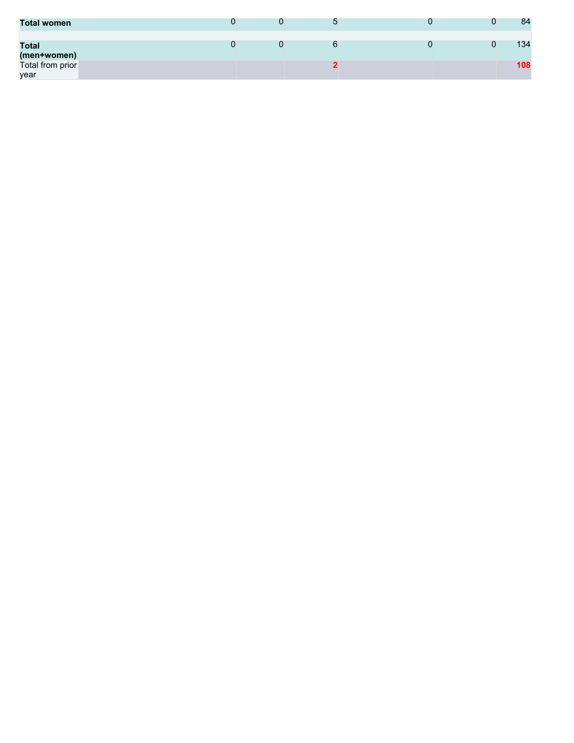| | | | | | | | |
|---|---|---|---|---|---|---|---|
| **Total women** | | 0 | 0 | 5 | 0 | 0 | 84 |
| | | | | | | | |
| **Total (men+women)** | | 0 | 0 | 6 | 0 | 0 | 134 |
| Total from prior year | | | | **2** | | | **108** |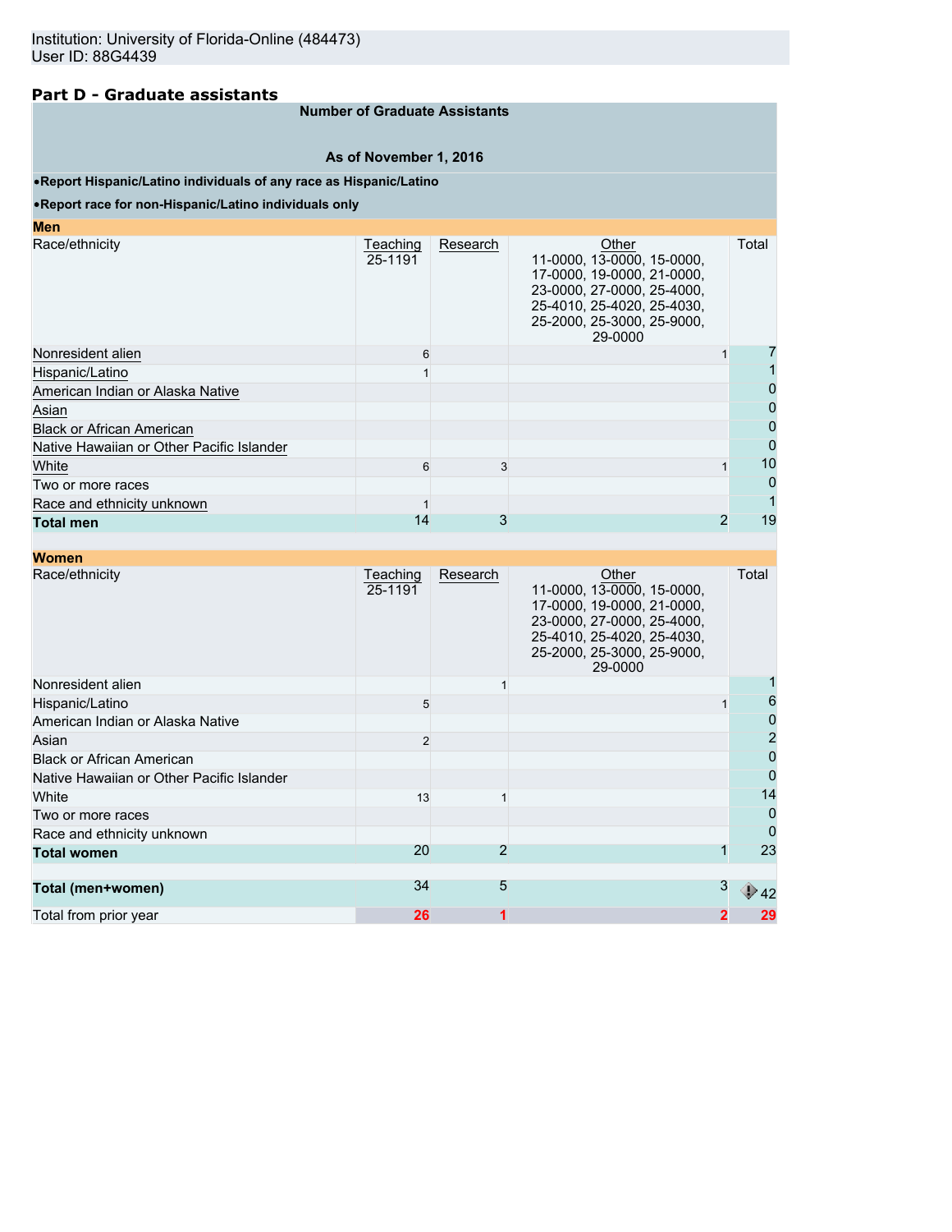Institution: University of Florida-Online (484473)
User ID: 88G4439

## Part D - Graduate assistants

**Number of Graduate Assistants**

**As of November 1, 2016**

- **Report Hispanic/Latino individuals of any race as Hispanic/Latino**
- **Report race for non-Hispanic/Latino individuals only**

**Men**

| Race/ethnicity | Teaching 25-1191 | Research | Other 11-0000, 13-0000, 15-0000, 17-0000, 19-0000, 21-0000, 23-0000, 27-0000, 25-4000, 25-4010, 25-4020, 25-4030, 25-2000, 25-3000, 25-9000, 29-0000 | Total |
|---|---|---|---|---|
| Nonresident alien | 6 | | 1 | 7 |
| Hispanic/Latino | 1 | | | 1 |
| American Indian or Alaska Native | | | | 0 |
| Asian | | | | 0 |
| Black or African American | | | | 0 |
| Native Hawaiian or Other Pacific Islander | | | | 0 |
| White | 6 | 3 | 1 | 10 |
| Two or more races | | | | 0 |
| Race and ethnicity unknown | 1 | | | 1 |
| **Total men** | 14 | 3 | 2 | 19 |

**Women**

| Race/ethnicity | Teaching 25-1191 | Research | Other 11-0000, 13-0000, 15-0000, 17-0000, 19-0000, 21-0000, 23-0000, 27-0000, 25-4000, 25-4010, 25-4020, 25-4030, 25-2000, 25-3000, 25-9000, 29-0000 | Total |
|---|---|---|---|---|
| Nonresident alien | | 1 | | 1 |
| Hispanic/Latino | 5 | | 1 | 6 |
| American Indian or Alaska Native | | | | 0 |
| Asian | 2 | | | 2 |
| Black or African American | | | | 0 |
| Native Hawaiian or Other Pacific Islander | | | | 0 |
| White | 13 | 1 | | 14 |
| Two or more races | | | | 0 |
| Race and ethnicity unknown | | | | 0 |
| **Total women** | 20 | 2 | 1 | 23 |
| | | | | |
| **Total (men+women)** | 34 | 5 | 3 | 42 |
| Total from prior year | 26 | 1 | 2 | 29 |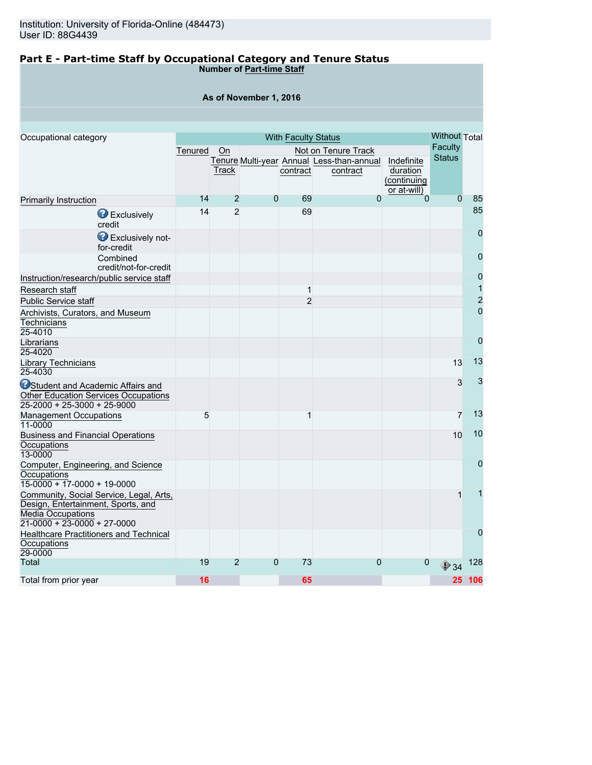Institution: University of Florida-Online (484473)
User ID: 88G4439

## Part E - Part-time Staff by Occupational Category and Tenure Status

**Number of Part-time Staff**

**As of November 1, 2016**

| Occupational category | | With Faculty Status | | | | | | Without Faculty Status | Total |
|---|---|---|---|---|---|---|---|---|---|
| | | Tenured | On Tenure Track | Not on Tenure Track | | | | | |
| | | | | Multi-year | Annual contract | Less-than-annual contract | Indefinite duration (continuing or at-will) | | |
| Primarily Instruction | | 14 | 2 | 0 | 69 | 0 | 0 | 0 | 85 |
| | Exclusively credit | 14 | 2 | | 69 | | | | 85 |
| | Exclusively not-for-credit | | | | | | | | 0 |
| | Combined credit/not-for-credit | | | | | | | | 0 |
| Instruction/research/public service staff | | | | | | | | | 0 |
| Research staff | | | | | 1 | | | | 1 |
| Public Service staff | | | | | 2 | | | | 2 |
| Archivists, Curators, and Museum Technicians 25-4010 | | | | | | | | | 0 |
| Librarians 25-4020 | | | | | | | | | 0 |
| Library Technicians 25-4030 | | | | | | | | 13 | 13 |
| Student and Academic Affairs and Other Education Services Occupations 25-2000 + 25-3000 + 25-9000 | | | | | | | | 3 | 3 |
| Management Occupations 11-0000 | | 5 | | | 1 | | | 7 | 13 |
| Business and Financial Operations Occupations 13-0000 | | | | | | | | 10 | 10 |
| Computer, Engineering, and Science Occupations 15-0000 + 17-0000 + 19-0000 | | | | | | | | | 0 |
| Community, Social Service, Legal, Arts, Design, Entertainment, Sports, and Media Occupations 21-0000 + 23-0000 + 27-0000 | | | | | | | | 1 | 1 |
| Healthcare Practitioners and Technical Occupations 29-0000 | | | | | | | | | 0 |
| Total | | 19 | 2 | 0 | 73 | 0 | 0 | 34 | 128 |
| Total from prior year | | 16 | | | 65 | | | 25 | 106 |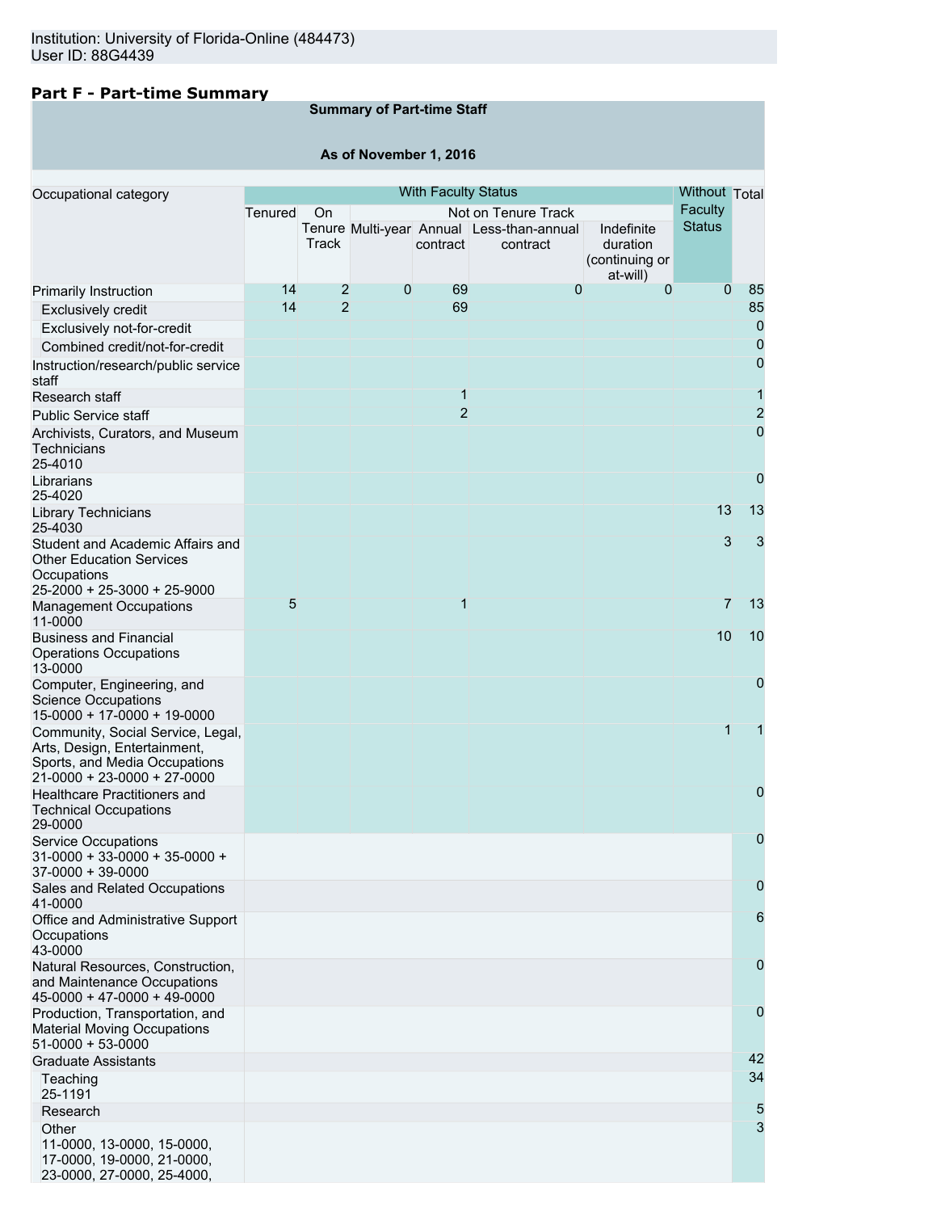Institution: University of Florida-Online (484473)
User ID: 88G4439

## Part F - Part-time Summary

**Summary of Part-time Staff**

**As of November 1, 2016**

| Occupational category | With Faculty Status | | | | | | Without Faculty Status | Total |
|---|---|---|---|---|---|---|---|---|
| | Tenured | On Tenure Track | Not on Tenure Track | | | | | |
| | | | Multi-year | Annual contract | Less-than-annual contract | Indefinite duration (continuing or at-will) | | |
| Primarily Instruction | 14 | 2 | 0 | 69 | 0 | 0 | 0 | 85 |
| Exclusively credit | 14 | 2 | | 69 | | | | 85 |
| Exclusively not-for-credit | | | | | | | | 0 |
| Combined credit/not-for-credit | | | | | | | | 0 |
| Instruction/research/public service staff | | | | | | | | 0 |
| Research staff | | | | 1 | | | | 1 |
| Public Service staff | | | | 2 | | | | 2 |
| Archivists, Curators, and Museum Technicians 25-4010 | | | | | | | | 0 |
| Librarians 25-4020 | | | | | | | | 0 |
| Library Technicians 25-4030 | | | | | | | 13 | 13 |
| Student and Academic Affairs and Other Education Services Occupations 25-2000 + 25-3000 + 25-9000 | | | | | | | 3 | 3 |
| Management Occupations 11-0000 | 5 | | | 1 | | | 7 | 13 |
| Business and Financial Operations Occupations 13-0000 | | | | | | | 10 | 10 |
| Computer, Engineering, and Science Occupations 15-0000 + 17-0000 + 19-0000 | | | | | | | | 0 |
| Community, Social Service, Legal, Arts, Design, Entertainment, Sports, and Media Occupations 21-0000 + 23-0000 + 27-0000 | | | | | | | 1 | 1 |
| Healthcare Practitioners and Technical Occupations 29-0000 | | | | | | | | 0 |
| Service Occupations 31-0000 + 33-0000 + 35-0000 + 37-0000 + 39-0000 | | | | | | | | 0 |
| Sales and Related Occupations 41-0000 | | | | | | | | 0 |
| Office and Administrative Support Occupations 43-0000 | | | | | | | | 6 |
| Natural Resources, Construction, and Maintenance Occupations 45-0000 + 47-0000 + 49-0000 | | | | | | | | 0 |
| Production, Transportation, and Material Moving Occupations 51-0000 + 53-0000 | | | | | | | | 0 |
| Graduate Assistants | | | | | | | | 42 |
| Teaching 25-1191 | | | | | | | | 34 |
| Research | | | | | | | | 5 |
| Other 11-0000, 13-0000, 15-0000, 17-0000, 19-0000, 21-0000, 23-0000, 27-0000, 25-4000, | | | | | | | | 3 |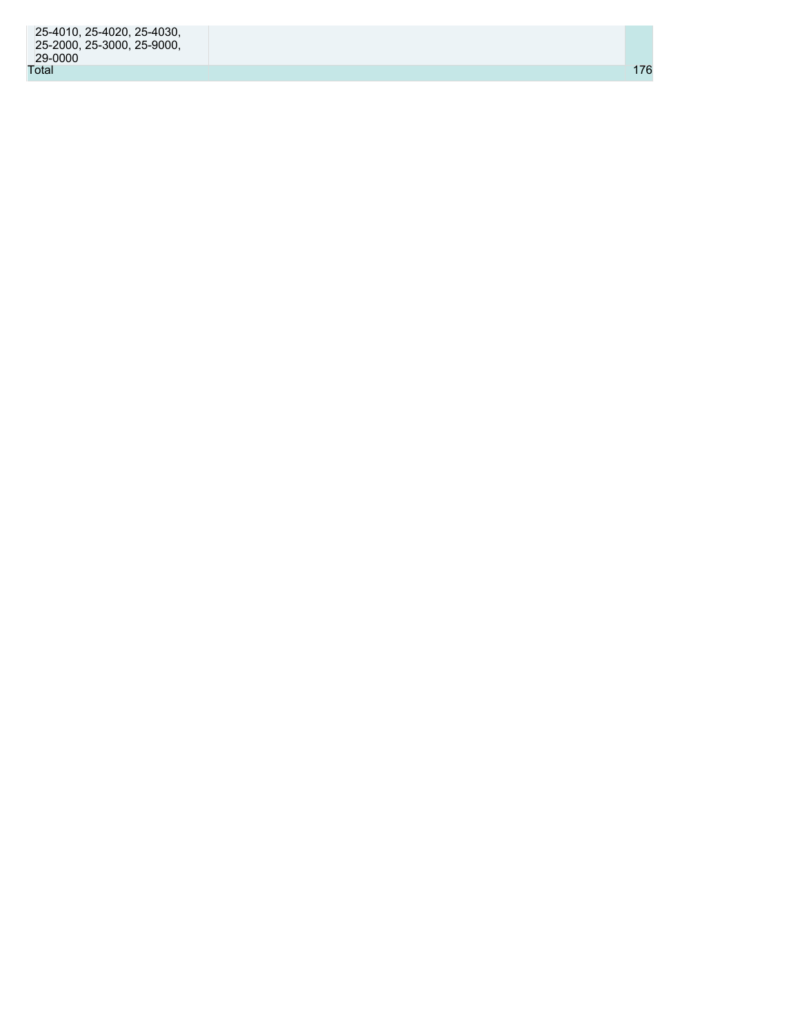| | | |
|---|---|---|
| 25-4010, 25-4020, 25-4030, 25-2000, 25-3000, 25-9000, 29-0000 | | |
| Total | | 176 |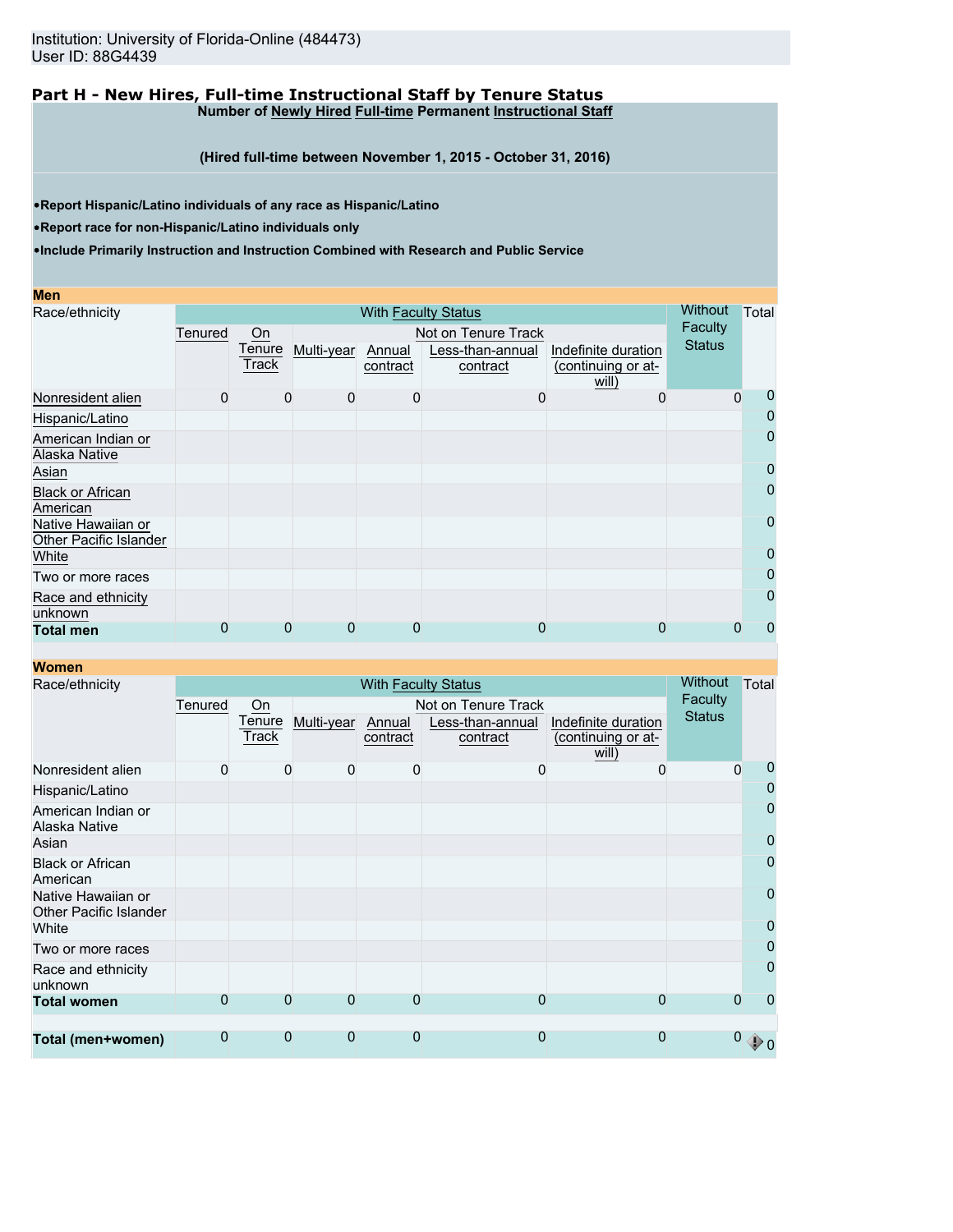Institution: University of Florida-Online (484473)
User ID: 88G4439

## Part H - New Hires, Full-time Instructional Staff by Tenure Status

**Number of Newly Hired Full-time Permanent Instructional Staff**

**(Hired full-time between November 1, 2015 - October 31, 2016)**

- **Report Hispanic/Latino individuals of any race as Hispanic/Latino**
- **Report race for non-Hispanic/Latino individuals only**
- **Include Primarily Instruction and Instruction Combined with Research and Public Service**

### Men

| Race/ethnicity | With Faculty Status | | | | | | Without Faculty Status | Total |
|---|---|---|---|---|---|---|---|---|
| | Tenured | On Tenure Track | Not on Tenure Track | | | | | |
| | | | Multi-year | Annual contract | Less-than-annual contract | Indefinite duration (continuing or at-will) | | |
| Nonresident alien | 0 | 0 | 0 | 0 | 0 | 0 | 0 | 0 |
| Hispanic/Latino | | | | | | | | 0 |
| American Indian or Alaska Native | | | | | | | | 0 |
| Asian | | | | | | | | 0 |
| Black or African American | | | | | | | | 0 |
| Native Hawaiian or Other Pacific Islander | | | | | | | | 0 |
| White | | | | | | | | 0 |
| Two or more races | | | | | | | | 0 |
| Race and ethnicity unknown | | | | | | | | 0 |
| **Total men** | 0 | 0 | 0 | 0 | 0 | 0 | 0 | 0 |

### Women

| Race/ethnicity | With Faculty Status | | | | | | Without Faculty Status | Total |
|---|---|---|---|---|---|---|---|---|
| | Tenured | On Tenure Track | Not on Tenure Track | | | | | |
| | | | Multi-year | Annual contract | Less-than-annual contract | Indefinite duration (continuing or at-will) | | |
| Nonresident alien | 0 | 0 | 0 | 0 | 0 | 0 | 0 | 0 |
| Hispanic/Latino | | | | | | | | 0 |
| American Indian or Alaska Native | | | | | | | | 0 |
| Asian | | | | | | | | 0 |
| Black or African American | | | | | | | | 0 |
| Native Hawaiian or Other Pacific Islander | | | | | | | | 0 |
| White | | | | | | | | 0 |
| Two or more races | | | | | | | | 0 |
| Race and ethnicity unknown | | | | | | | | 0 |
| **Total women** | 0 | 0 | 0 | 0 | 0 | 0 | 0 | 0 |
| | | | | | | | | |
| **Total (men+women)** | 0 | 0 | 0 | 0 | 0 | 0 | 0 | 0 |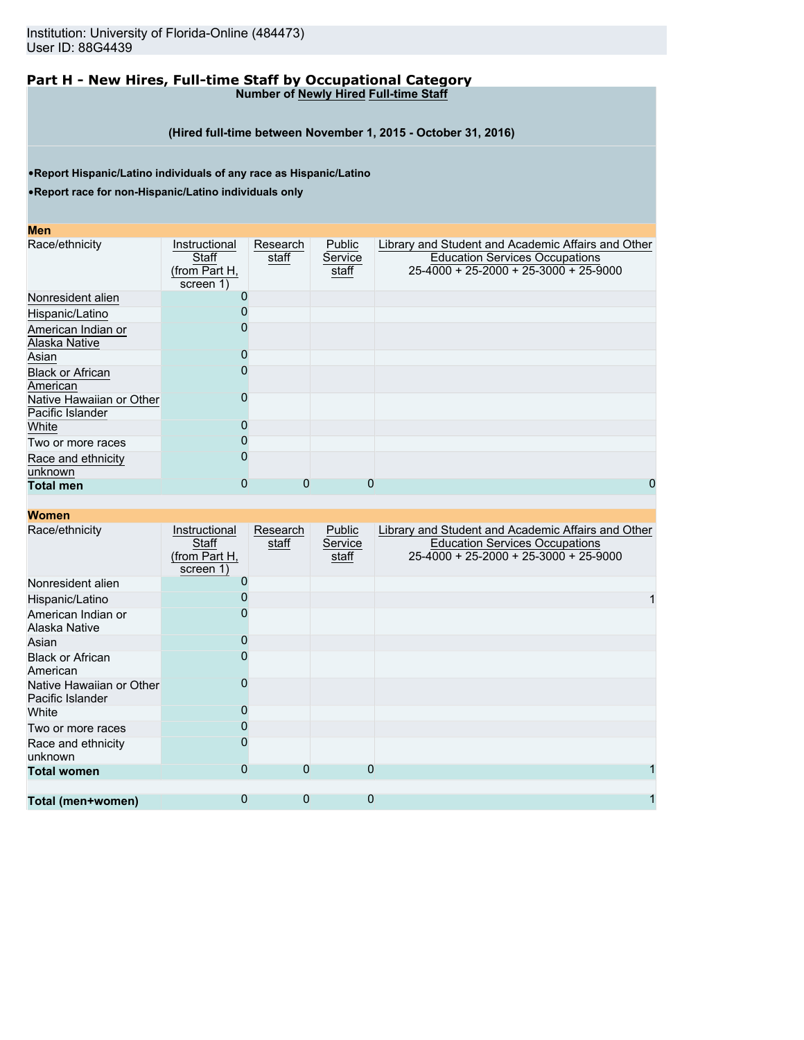Institution: University of Florida-Online (484473)
User ID: 88G4439

## Part H - New Hires, Full-time Staff by Occupational Category

**Number of Newly Hired Full-time Staff**

**(Hired full-time between November 1, 2015 - October 31, 2016)**

- **Report Hispanic/Latino individuals of any race as Hispanic/Latino**
- **Report race for non-Hispanic/Latino individuals only**

**Men**

| Race/ethnicity | Instructional Staff (from Part H, screen 1) | Research staff | Public Service staff | Library and Student and Academic Affairs and Other Education Services Occupations 25-4000 + 25-2000 + 25-3000 + 25-9000 |
|---|---|---|---|---|
| Nonresident alien | 0 | | | |
| Hispanic/Latino | 0 | | | |
| American Indian or Alaska Native | 0 | | | |
| Asian | 0 | | | |
| Black or African American | 0 | | | |
| Native Hawaiian or Other Pacific Islander | 0 | | | |
| White | 0 | | | |
| Two or more races | 0 | | | |
| Race and ethnicity unknown | 0 | | | |
| **Total men** | 0 | 0 | 0 | 0 |

**Women**

| Race/ethnicity | Instructional Staff (from Part H, screen 1) | Research staff | Public Service staff | Library and Student and Academic Affairs and Other Education Services Occupations 25-4000 + 25-2000 + 25-3000 + 25-9000 |
|---|---|---|---|---|
| Nonresident alien | 0 | | | |
| Hispanic/Latino | 0 | | | 1 |
| American Indian or Alaska Native | 0 | | | |
| Asian | 0 | | | |
| Black or African American | 0 | | | |
| Native Hawaiian or Other Pacific Islander | 0 | | | |
| White | 0 | | | |
| Two or more races | 0 | | | |
| Race and ethnicity unknown | 0 | | | |
| **Total women** | 0 | 0 | 0 | 1 |
| | | | | |
| **Total (men+women)** | 0 | 0 | 0 | 1 |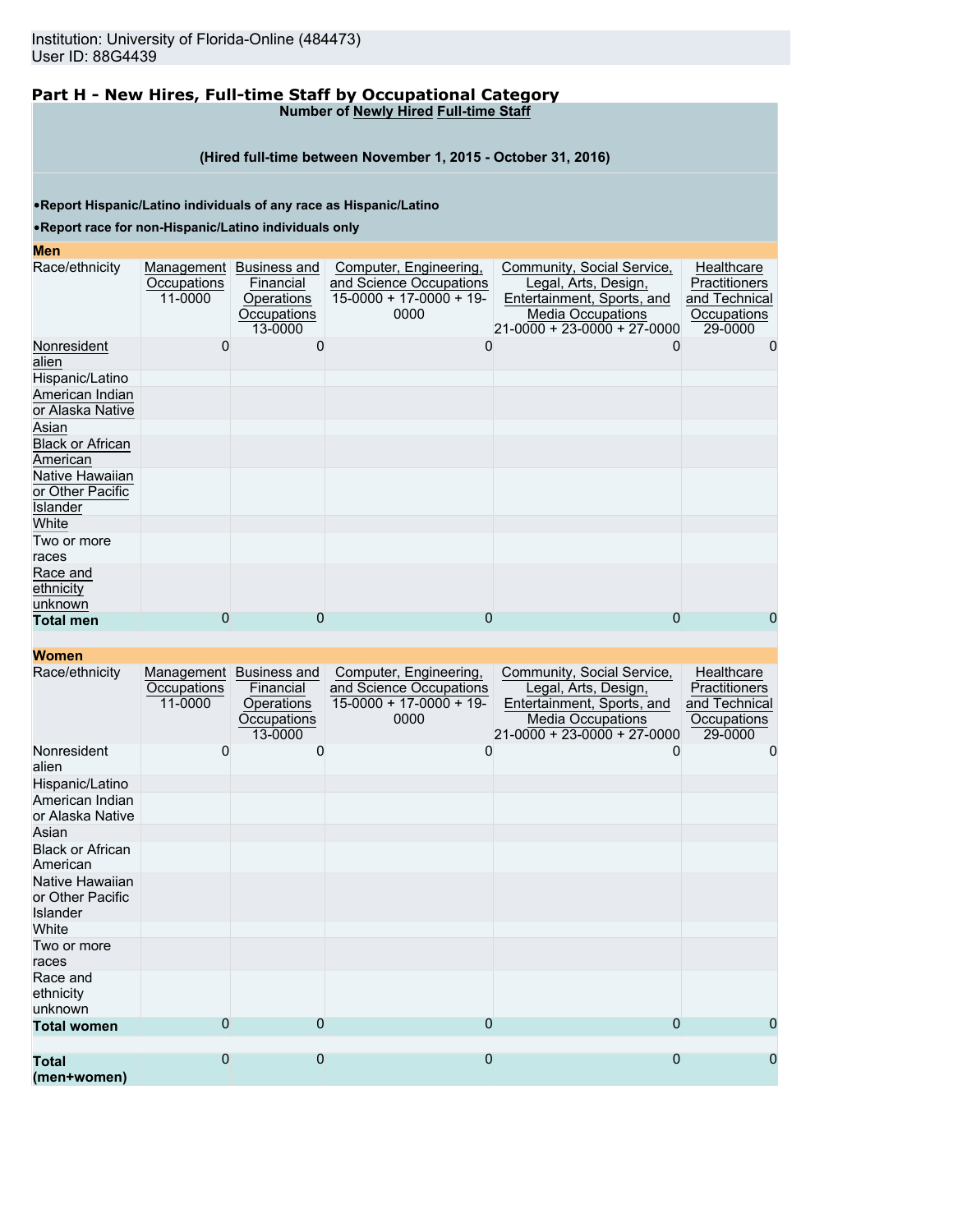Institution: University of Florida-Online (484473)
User ID: 88G4439

## Part H - New Hires, Full-time Staff by Occupational Category

**Number of Newly Hired Full-time Staff**

**(Hired full-time between November 1, 2015 - October 31, 2016)**

- **Report Hispanic/Latino individuals of any race as Hispanic/Latino**
- **Report race for non-Hispanic/Latino individuals only**

**Men**

| Race/ethnicity | Management Occupations 11-0000 | Business and Financial Operations Occupations 13-0000 | Computer, Engineering, and Science Occupations 15-0000 + 17-0000 + 19-0000 | Community, Social Service, Legal, Arts, Design, Entertainment, Sports, and Media Occupations 21-0000 + 23-0000 + 27-0000 | Healthcare Practitioners and Technical Occupations 29-0000 |
|---|---|---|---|---|---|
| Nonresident alien | 0 | 0 | 0 | 0 | 0 |
| Hispanic/Latino | | | | | |
| American Indian or Alaska Native | | | | | |
| Asian | | | | | |
| Black or African American | | | | | |
| Native Hawaiian or Other Pacific Islander | | | | | |
| White | | | | | |
| Two or more races | | | | | |
| Race and ethnicity unknown | | | | | |
| **Total men** | 0 | 0 | 0 | 0 | 0 |

**Women**

| Race/ethnicity | Management Occupations 11-0000 | Business and Financial Operations Occupations 13-0000 | Computer, Engineering, and Science Occupations 15-0000 + 17-0000 + 19-0000 | Community, Social Service, Legal, Arts, Design, Entertainment, Sports, and Media Occupations 21-0000 + 23-0000 + 27-0000 | Healthcare Practitioners and Technical Occupations 29-0000 |
|---|---|---|---|---|---|
| Nonresident alien | 0 | 0 | 0 | 0 | 0 |
| Hispanic/Latino | | | | | |
| American Indian or Alaska Native | | | | | |
| Asian | | | | | |
| Black or African American | | | | | |
| Native Hawaiian or Other Pacific Islander | | | | | |
| White | | | | | |
| Two or more races | | | | | |
| Race and ethnicity unknown | | | | | |
| **Total women** | 0 | 0 | 0 | 0 | 0 |
| | | | | | |
| **Total (men+women)** | 0 | 0 | 0 | 0 | 0 |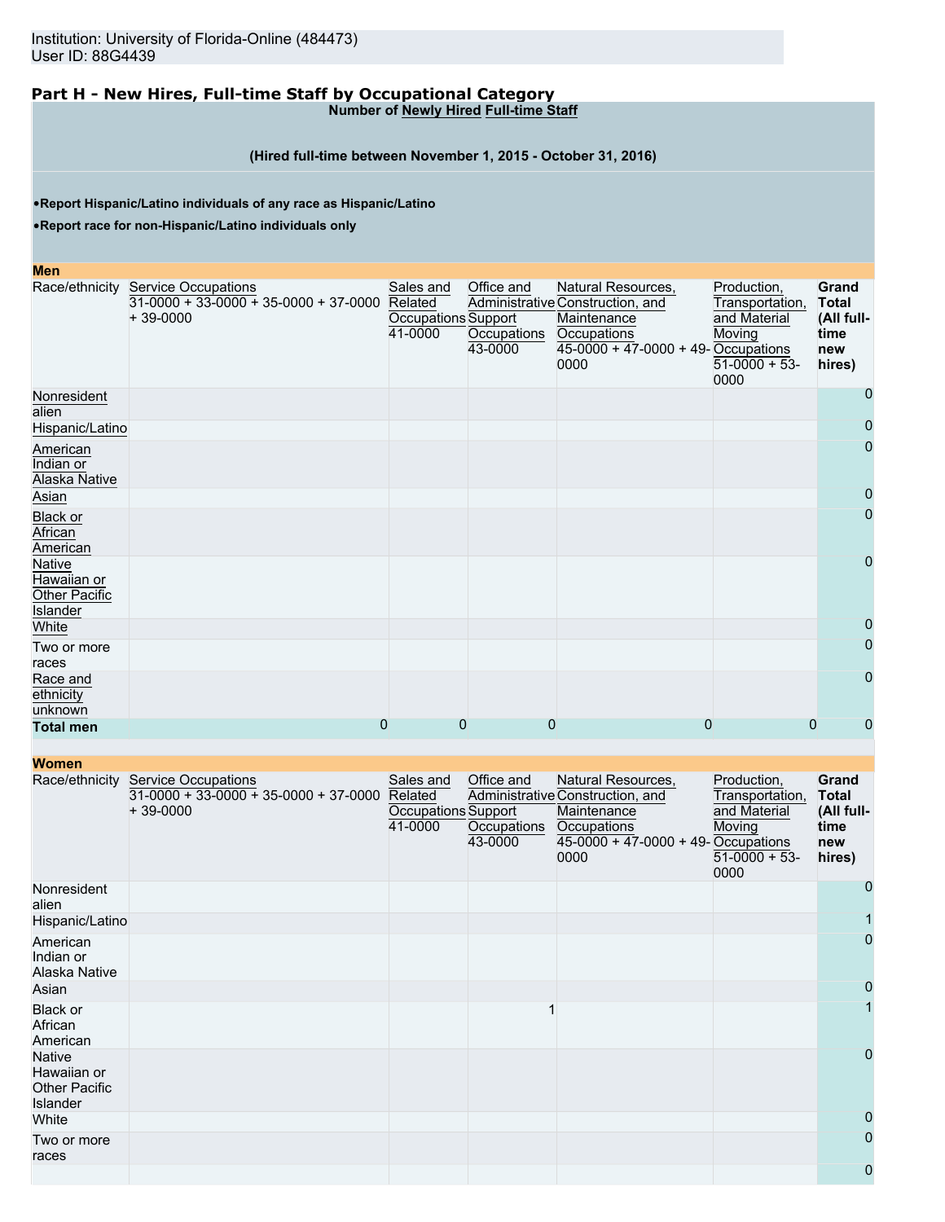Institution: University of Florida-Online (484473)
User ID: 88G4439

## Part H - New Hires, Full-time Staff by Occupational Category

**Number of Newly Hired Full-time Staff**

**(Hired full-time between November 1, 2015 - October 31, 2016)**

- **Report Hispanic/Latino individuals of any race as Hispanic/Latino**
- **Report race for non-Hispanic/Latino individuals only**

**Men**

| Race/ethnicity | Service Occupations 31-0000 + 33-0000 + 35-0000 + 37-0000 + 39-0000 | Sales and Related Occupations 41-0000 | Office and Administrative Support Occupations 43-0000 | Natural Resources, Construction, and Maintenance Occupations 45-0000 + 47-0000 + 49-0000 | Production, Transportation, and Material Moving Occupations 51-0000 + 53-0000 | Grand Total (All full-time new hires) |
|---|---|---|---|---|---|---|
| Nonresident alien | | | | | | 0 |
| Hispanic/Latino | | | | | | 0 |
| American Indian or Alaska Native | | | | | | 0 |
| Asian | | | | | | 0 |
| Black or African American | | | | | | 0 |
| Native Hawaiian or Other Pacific Islander | | | | | | 0 |
| White | | | | | | 0 |
| Two or more races | | | | | | 0 |
| Race and ethnicity unknown | | | | | | 0 |
| **Total men** | 0 | 0 | 0 | 0 | 0 | 0 |

**Women**

| Race/ethnicity | Service Occupations 31-0000 + 33-0000 + 35-0000 + 37-0000 + 39-0000 | Sales and Related Occupations 41-0000 | Office and Administrative Support Occupations 43-0000 | Natural Resources, Construction, and Maintenance Occupations 45-0000 + 47-0000 + 49-0000 | Production, Transportation, and Material Moving Occupations 51-0000 + 53-0000 | Grand Total (All full-time new hires) |
|---|---|---|---|---|---|---|
| Nonresident alien | | | | | | 0 |
| Hispanic/Latino | | | | | | 1 |
| American Indian or Alaska Native | | | | | | 0 |
| Asian | | | | | | 0 |
| Black or African American | | | 1 | | | 1 |
| Native Hawaiian or Other Pacific Islander | | | | | | 0 |
| White | | | | | | 0 |
| Two or more races | | | | | | 0 |
| | | | | | | 0 |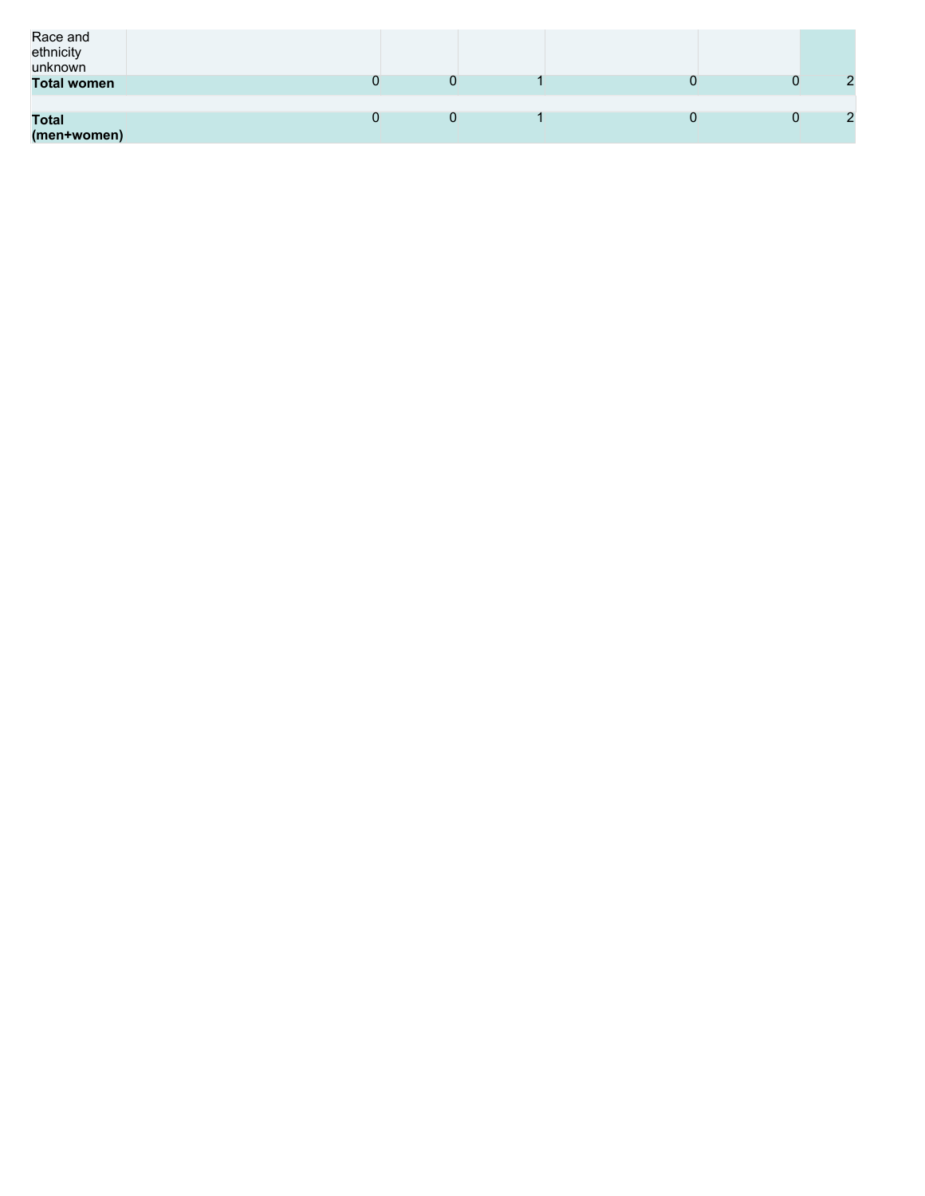| | | | | | | |
|---|---|---|---|---|---|---|
| Race and ethnicity unknown | | | | | | |
| **Total women** | 0 | 0 | 1 | 0 | 0 | 2 |
| | | | | | | |
| **Total (men+women)** | 0 | 0 | 1 | 0 | 0 | 2 |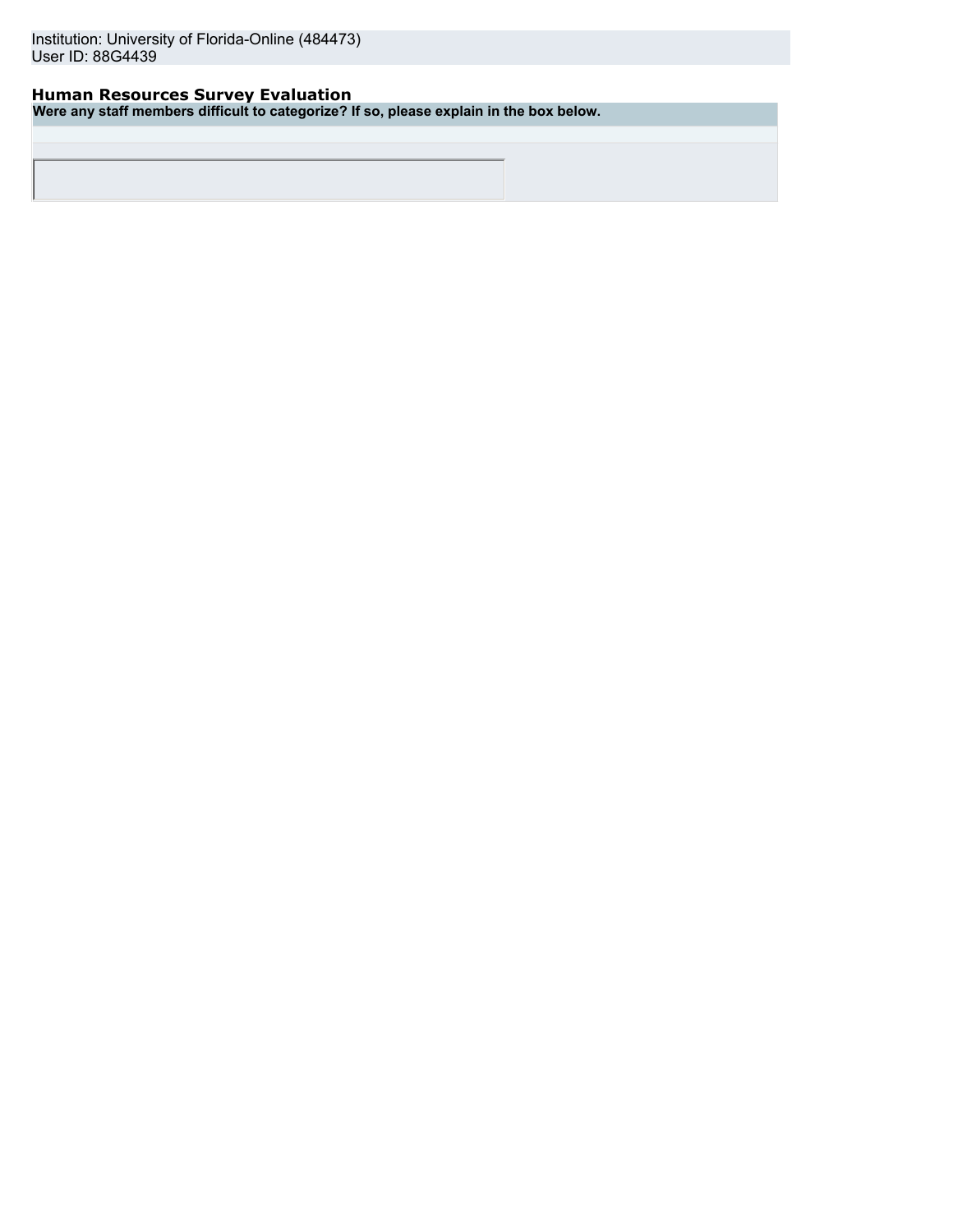Institution: University of Florida-Online (484473)
User ID: 88G4439

## Human Resources Survey Evaluation

**Were any staff members difficult to categorize? If so, please explain in the box below.**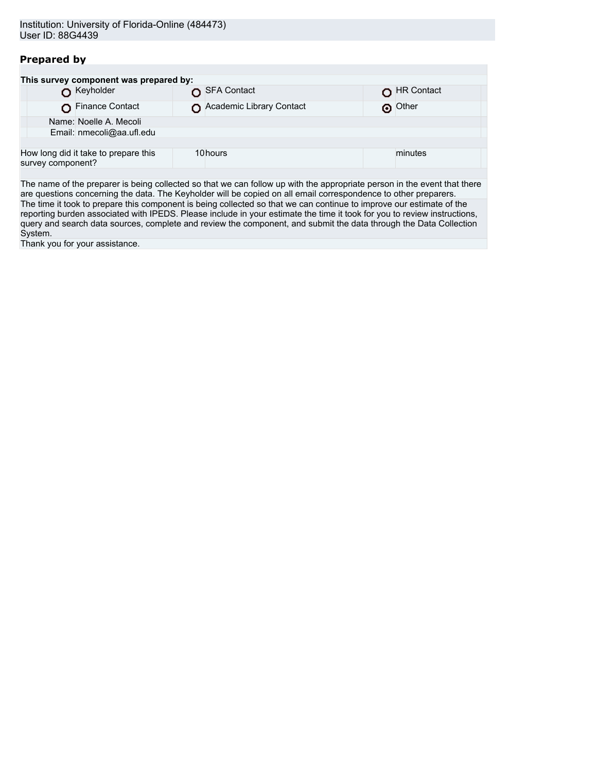Institution: University of Florida-Online (484473)
User ID: 88G4439

## Prepared by

| This survey component was prepared by: | | |
|---|---|---|
| ○ Keyholder | ○ SFA Contact | ○ HR Contact |
| ○ Finance Contact | ○ Academic Library Contact | ⦿ Other |

Name: Noelle A. Mecoli
Email: nmecoli@aa.ufl.edu

| How long did it take to prepare this survey component? | 10 | hours | | minutes |
|---|---|---|---|---|

The name of the preparer is being collected so that we can follow up with the appropriate person in the event that there are questions concerning the data. The Keyholder will be copied on all email correspondence to other preparers.
The time it took to prepare this component is being collected so that we can continue to improve our estimate of the reporting burden associated with IPEDS. Please include in your estimate the time it took for you to review instructions, query and search data sources, complete and review the component, and submit the data through the Data Collection System.
Thank you for your assistance.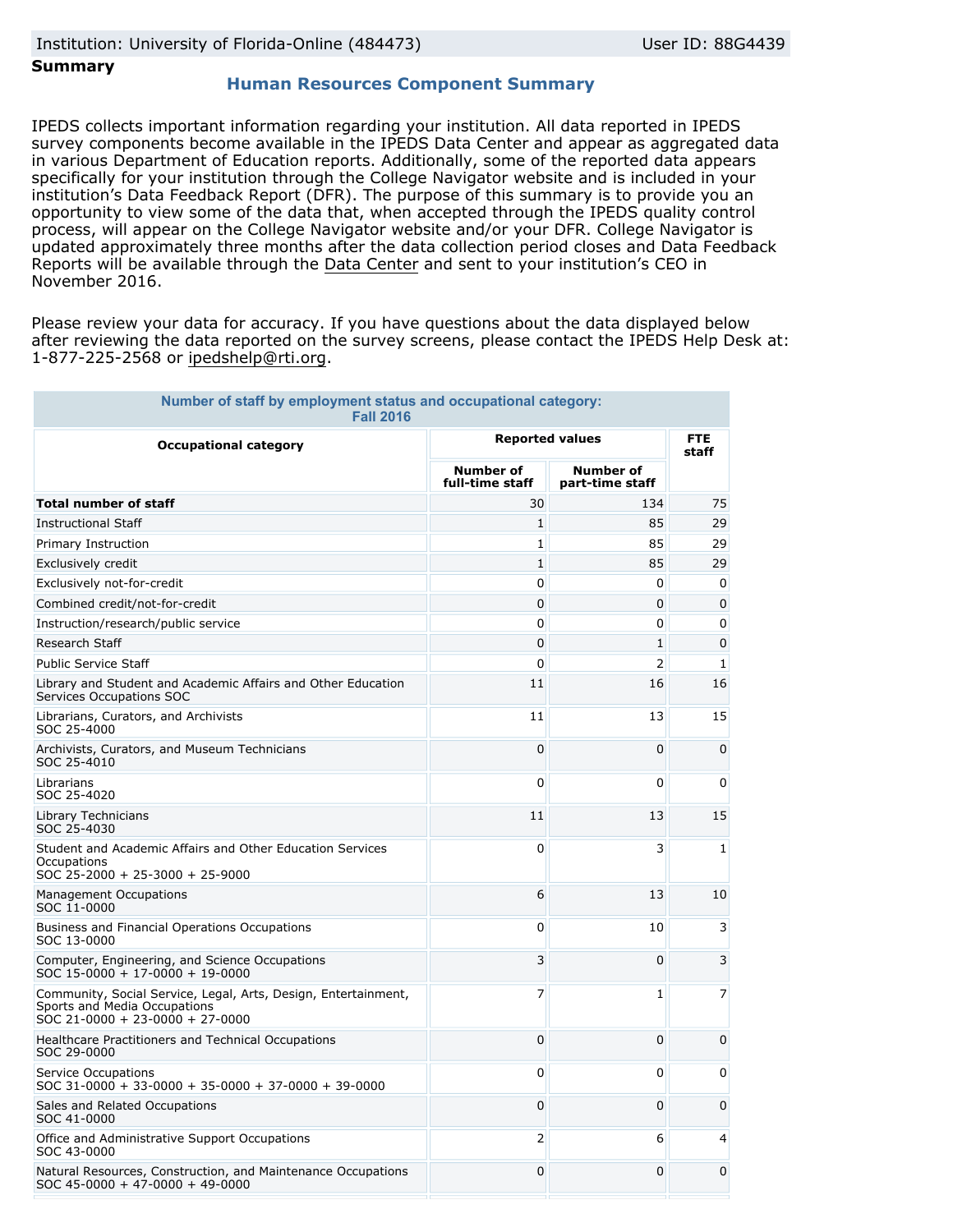Institution: University of Florida-Online (484473) User ID: 88G4439

**Summary**

## Human Resources Component Summary

IPEDS collects important information regarding your institution. All data reported in IPEDS survey components become available in the IPEDS Data Center and appear as aggregated data in various Department of Education reports. Additionally, some of the reported data appears specifically for your institution through the College Navigator website and is included in your institution's Data Feedback Report (DFR). The purpose of this summary is to provide you an opportunity to view some of the data that, when accepted through the IPEDS quality control process, will appear on the College Navigator website and/or your DFR. College Navigator is updated approximately three months after the data collection period closes and Data Feedback Reports will be available through the Data Center and sent to your institution's CEO in November 2016.

Please review your data for accuracy. If you have questions about the data displayed below after reviewing the data reported on the survey screens, please contact the IPEDS Help Desk at: 1-877-225-2568 or ipedshelp@rti.org.

**Number of staff by employment status and occupational category: Fall 2016**

| Occupational category | Reported values | | FTE staff |
|---|---|---|---|
| | Number of full-time staff | Number of part-time staff | |
| **Total number of staff** | 30 | 134 | 75 |
| Instructional Staff | 1 | 85 | 29 |
| Primary Instruction | 1 | 85 | 29 |
| Exclusively credit | 1 | 85 | 29 |
| Exclusively not-for-credit | 0 | 0 | 0 |
| Combined credit/not-for-credit | 0 | 0 | 0 |
| Instruction/research/public service | 0 | 0 | 0 |
| Research Staff | 0 | 1 | 0 |
| Public Service Staff | 0 | 2 | 1 |
| Library and Student and Academic Affairs and Other Education Services Occupations SOC | 11 | 16 | 16 |
| Librarians, Curators, and Archivists SOC 25-4000 | 11 | 13 | 15 |
| Archivists, Curators, and Museum Technicians SOC 25-4010 | 0 | 0 | 0 |
| Librarians SOC 25-4020 | 0 | 0 | 0 |
| Library Technicians SOC 25-4030 | 11 | 13 | 15 |
| Student and Academic Affairs and Other Education Services Occupations SOC 25-2000 + 25-3000 + 25-9000 | 0 | 3 | 1 |
| Management Occupations SOC 11-0000 | 6 | 13 | 10 |
| Business and Financial Operations Occupations SOC 13-0000 | 0 | 10 | 3 |
| Computer, Engineering, and Science Occupations SOC 15-0000 + 17-0000 + 19-0000 | 3 | 0 | 3 |
| Community, Social Service, Legal, Arts, Design, Entertainment, Sports and Media Occupations SOC 21-0000 + 23-0000 + 27-0000 | 7 | 1 | 7 |
| Healthcare Practitioners and Technical Occupations SOC 29-0000 | 0 | 0 | 0 |
| Service Occupations SOC 31-0000 + 33-0000 + 35-0000 + 37-0000 + 39-0000 | 0 | 0 | 0 |
| Sales and Related Occupations SOC 41-0000 | 0 | 0 | 0 |
| Office and Administrative Support Occupations SOC 43-0000 | 2 | 6 | 4 |
| Natural Resources, Construction, and Maintenance Occupations SOC 45-0000 + 47-0000 + 49-0000 | 0 | 0 | 0 |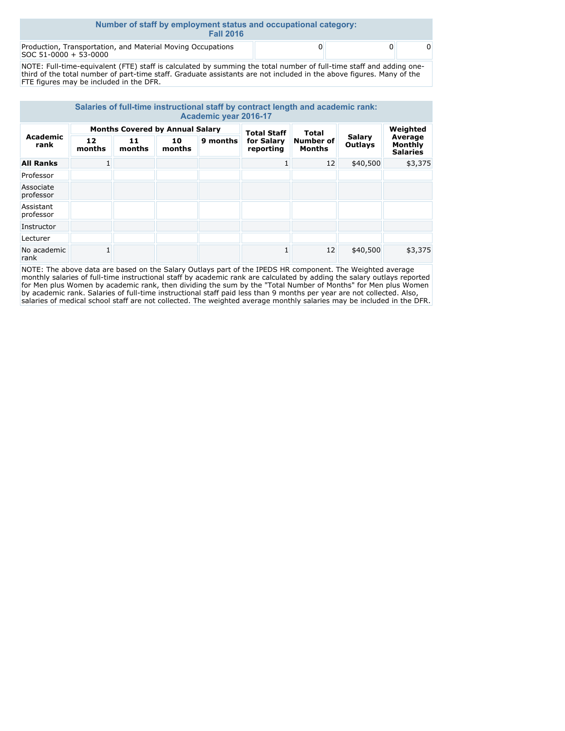## Number of staff by employment status and occupational category: Fall 2016

| | | | |
|---|---|---|---|
| Production, Transportation, and Material Moving Occupations SOC 51-0000 + 53-0000 | 0 | 0 | 0 |

NOTE: Full-time-equivalent (FTE) staff is calculated by summing the total number of full-time staff and adding one-third of the total number of part-time staff. Graduate assistants are not included in the above figures. Many of the FTE figures may be included in the DFR.

## Salaries of full-time instructional staff by contract length and academic rank: Academic year 2016-17

| Academic rank | Months Covered by Annual Salary | | | | Total Staff for Salary reporting | Total Number of Months | Salary Outlays | Weighted Average Monthly Salaries |
|---|---|---|---|---|---|---|---|---|
| | 12 months | 11 months | 10 months | 9 months | | | | |
| **All Ranks** | 1 | | | | 1 | 12 | $40,500 | $3,375 |
| Professor | | | | | | | | |
| Associate professor | | | | | | | | |
| Assistant professor | | | | | | | | |
| Instructor | | | | | | | | |
| Lecturer | | | | | | | | |
| No academic rank | 1 | | | | 1 | 12 | $40,500 | $3,375 |

NOTE: The above data are based on the Salary Outlays part of the IPEDS HR component. The Weighted average monthly salaries of full-time instructional staff by academic rank are calculated by adding the salary outlays reported for Men plus Women by academic rank, then dividing the sum by the "Total Number of Months" for Men plus Women by academic rank. Salaries of full-time instructional staff paid less than 9 months per year are not collected. Also, salaries of medical school staff are not collected. The weighted average monthly salaries may be included in the DFR.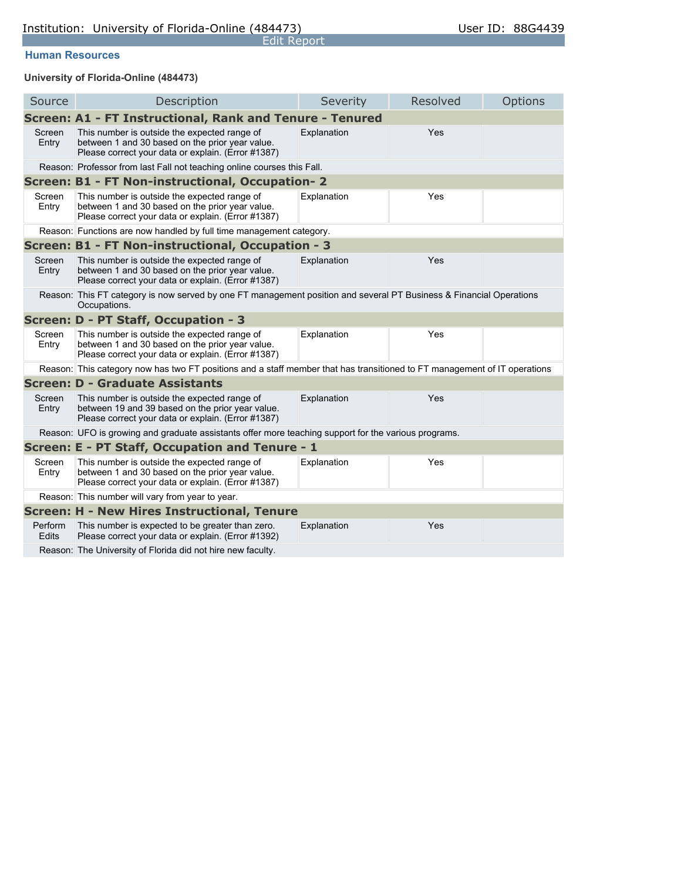Institution: University of Florida-Online (484473)

User ID: 88G4439

Edit Report

## Human Resources

**University of Florida-Online (484473)**

| Source | Description | Severity | Resolved | Options |
|---|---|---|---|---|
| **Screen: A1 - FT Instructional, Rank and Tenure - Tenured** | | | | |
| Screen Entry | This number is outside the expected range of between 1 and 30 based on the prior year value. Please correct your data or explain. (Error #1387) | Explanation | Yes | |
| Reason: | Professor from last Fall not teaching online courses this Fall. | | | |
| **Screen: B1 - FT Non-instructional, Occupation- 2** | | | | |
| Screen Entry | This number is outside the expected range of between 1 and 30 based on the prior year value. Please correct your data or explain. (Error #1387) | Explanation | Yes | |
| Reason: | Functions are now handled by full time management category. | | | |
| **Screen: B1 - FT Non-instructional, Occupation - 3** | | | | |
| Screen Entry | This number is outside the expected range of between 1 and 30 based on the prior year value. Please correct your data or explain. (Error #1387) | Explanation | Yes | |
| Reason: | This FT category is now served by one FT management position and several PT Business & Financial Operations Occupations. | | | |
| **Screen: D - PT Staff, Occupation - 3** | | | | |
| Screen Entry | This number is outside the expected range of between 1 and 30 based on the prior year value. Please correct your data or explain. (Error #1387) | Explanation | Yes | |
| Reason: | This category now has two FT positions and a staff member that has transitioned to FT management of IT operations | | | |
| **Screen: D - Graduate Assistants** | | | | |
| Screen Entry | This number is outside the expected range of between 19 and 39 based on the prior year value. Please correct your data or explain. (Error #1387) | Explanation | Yes | |
| Reason: | UFO is growing and graduate assistants offer more teaching support for the various programs. | | | |
| **Screen: E - PT Staff, Occupation and Tenure - 1** | | | | |
| Screen Entry | This number is outside the expected range of between 1 and 30 based on the prior year value. Please correct your data or explain. (Error #1387) | Explanation | Yes | |
| Reason: | This number will vary from year to year. | | | |
| **Screen: H - New Hires Instructional, Tenure** | | | | |
| Perform Edits | This number is expected to be greater than zero. Please correct your data or explain. (Error #1392) | Explanation | Yes | |
| Reason: | The University of Florida did not hire new faculty. | | | |